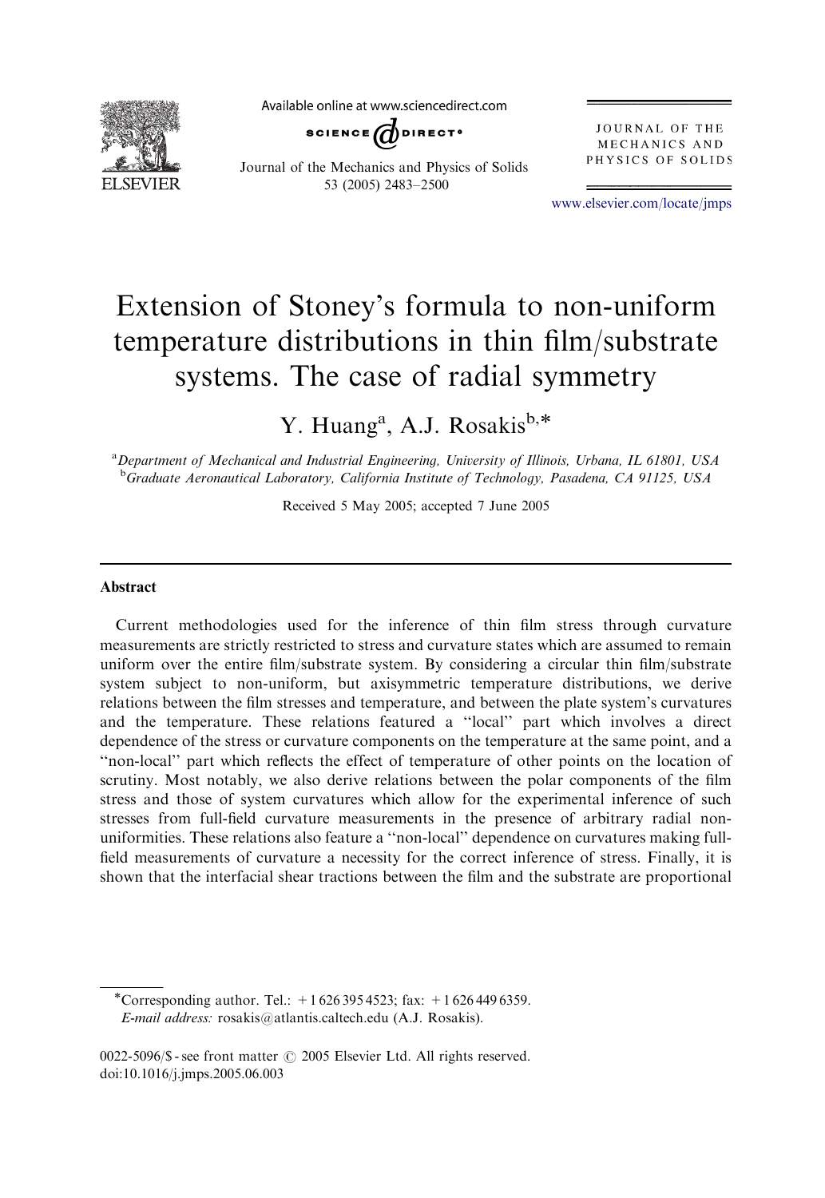# Extension of Stoney's formula to non-uniform temperature distributions in thin film/substrate systems. The case of radial symmetry

Y. Huang[a], A.J. Rosakis[b,*]

[a]*Department of Mechanical and Industrial Engineering, University of Illinois, Urbana, IL 61801, USA*
[b]*Graduate Aeronautical Laboratory, California Institute of Technology, Pasadena, CA 91125, USA*

Received 5 May 2005; accepted 7 June 2005

## Abstract

Current methodologies used for the inference of thin film stress through curvature measurements are strictly restricted to stress and curvature states which are assumed to remain uniform over the entire film/substrate system. By considering a circular thin film/substrate system subject to non-uniform, but axisymmetric temperature distributions, we derive relations between the film stresses and temperature, and between the plate system's curvatures and the temperature. These relations featured a "local" part which involves a direct dependence of the stress or curvature components on the temperature at the same point, and a "non-local" part which reflects the effect of temperature of other points on the location of scrutiny. Most notably, we also derive relations between the polar components of the film stress and those of system curvatures which allow for the experimental inference of such stresses from full-field curvature measurements in the presence of arbitrary radial non-uniformities. These relations also feature a "non-local" dependence on curvatures making full-field measurements of curvature a necessity for the correct inference of stress. Finally, it is shown that the interfacial shear tractions between the film and the substrate are proportional

---

*Corresponding author. Tel.: +1 626 395 4523; fax: +1 626 449 6359.
*E-mail address:* rosakis@atlantis.caltech.edu (A.J. Rosakis).

0022-5096/$ - see front matter © 2005 Elsevier Ltd. All rights reserved.
doi:10.1016/j.jmps.2005.06.003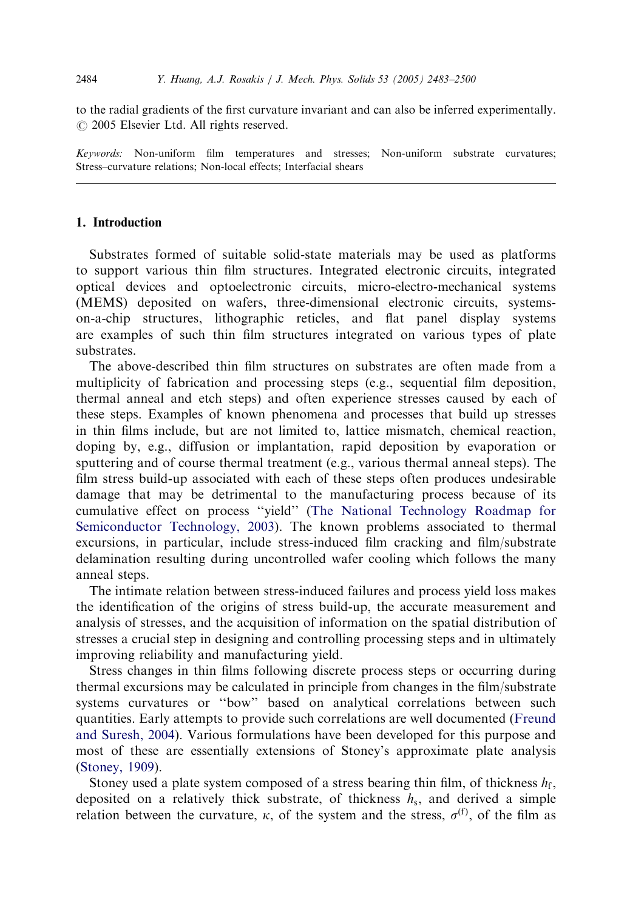to the radial gradients of the first curvature invariant and can also be inferred experimentally.
© 2005 Elsevier Ltd. All rights reserved.

*Keywords:* Non-uniform film temperatures and stresses; Non-uniform substrate curvatures; Stress–curvature relations; Non-local effects; Interfacial shears

## 1. Introduction

Substrates formed of suitable solid-state materials may be used as platforms to support various thin film structures. Integrated electronic circuits, integrated optical devices and optoelectronic circuits, micro-electro-mechanical systems (MEMS) deposited on wafers, three-dimensional electronic circuits, systems-on-a-chip structures, lithographic reticles, and flat panel display systems are examples of such thin film structures integrated on various types of plate substrates.

The above-described thin film structures on substrates are often made from a multiplicity of fabrication and processing steps (e.g., sequential film deposition, thermal anneal and etch steps) and often experience stresses caused by each of these steps. Examples of known phenomena and processes that build up stresses in thin films include, but are not limited to, lattice mismatch, chemical reaction, doping by, e.g., diffusion or implantation, rapid deposition by evaporation or sputtering and of course thermal treatment (e.g., various thermal anneal steps). The film stress build-up associated with each of these steps often produces undesirable damage that may be detrimental to the manufacturing process because of its cumulative effect on process "yield" (The National Technology Roadmap for Semiconductor Technology, 2003). The known problems associated to thermal excursions, in particular, include stress-induced film cracking and film/substrate delamination resulting during uncontrolled wafer cooling which follows the many anneal steps.

The intimate relation between stress-induced failures and process yield loss makes the identification of the origins of stress build-up, the accurate measurement and analysis of stresses, and the acquisition of information on the spatial distribution of stresses a crucial step in designing and controlling processing steps and in ultimately improving reliability and manufacturing yield.

Stress changes in thin films following discrete process steps or occurring during thermal excursions may be calculated in principle from changes in the film/substrate systems curvatures or "bow" based on analytical correlations between such quantities. Early attempts to provide such correlations are well documented (Freund and Suresh, 2004). Various formulations have been developed for this purpose and most of these are essentially extensions of Stoney's approximate plate analysis (Stoney, 1909).

Stoney used a plate system composed of a stress bearing thin film, of thickness $h_f$, deposited on a relatively thick substrate, of thickness $h_s$, and derived a simple relation between the curvature, $\kappa$, of the system and the stress, $\sigma^{(f)}$, of the film as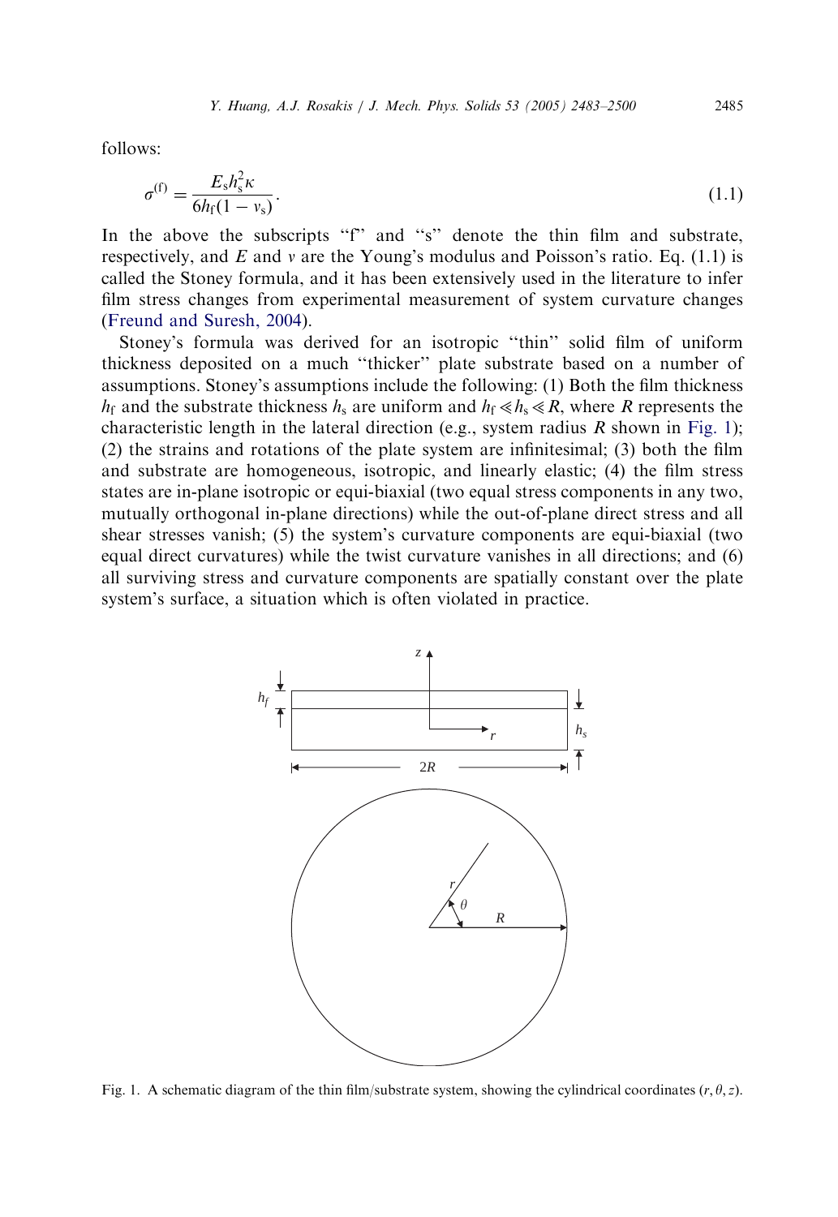follows:

$$\sigma^{(f)} = \frac{E_s h_s^2 \kappa}{6 h_f (1 - v_s)}. \tag{1.1}$$

In the above the subscripts "f" and "s" denote the thin film and substrate, respectively, and $E$ and $v$ are the Young's modulus and Poisson's ratio. Eq. (1.1) is called the Stoney formula, and it has been extensively used in the literature to infer film stress changes from experimental measurement of system curvature changes (Freund and Suresh, 2004).

Stoney's formula was derived for an isotropic "thin" solid film of uniform thickness deposited on a much "thicker" plate substrate based on a number of assumptions. Stoney's assumptions include the following: (1) Both the film thickness $h_f$ and the substrate thickness $h_s$ are uniform and $h_f \ll h_s \ll R$, where $R$ represents the characteristic length in the lateral direction (e.g., system radius $R$ shown in Fig. 1); (2) the strains and rotations of the plate system are infinitesimal; (3) both the film and substrate are homogeneous, isotropic, and linearly elastic; (4) the film stress states are in-plane isotropic or equi-biaxial (two equal stress components in any two, mutually orthogonal in-plane directions) while the out-of-plane direct stress and all shear stresses vanish; (5) the system's curvature components are equi-biaxial (two equal direct curvatures) while the twist curvature vanishes in all directions; and (6) all surviving stress and curvature components are spatially constant over the plate system's surface, a situation which is often violated in practice.

Fig. 1. A schematic diagram of the thin film/substrate system, showing the cylindrical coordinates $(r, \theta, z)$.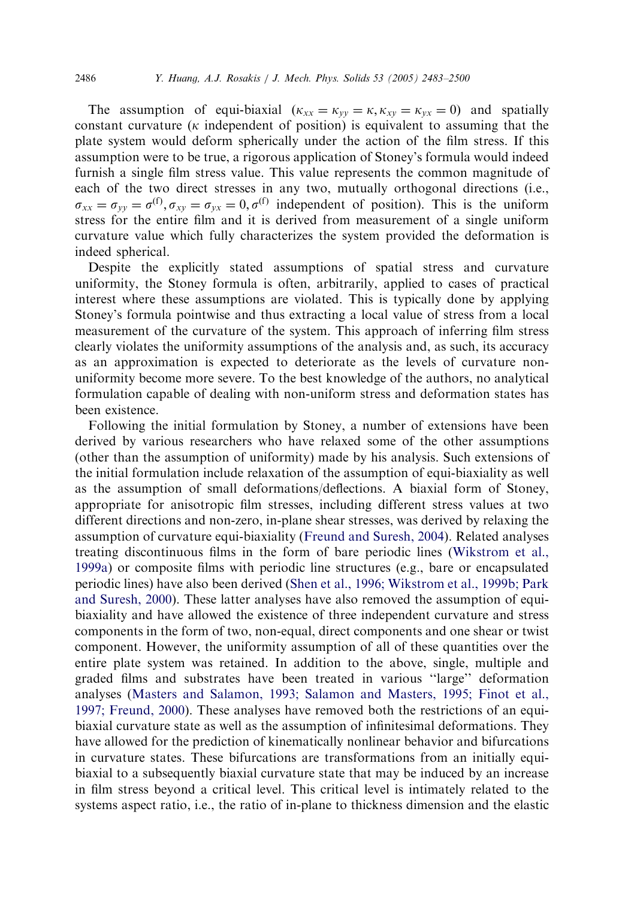The assumption of equi-biaxial ($\kappa_{xx} = \kappa_{yy} = \kappa, \kappa_{xy} = \kappa_{yx} = 0$) and spatially constant curvature ($\kappa$ independent of position) is equivalent to assuming that the plate system would deform spherically under the action of the film stress. If this assumption were to be true, a rigorous application of Stoney's formula would indeed furnish a single film stress value. This value represents the common magnitude of each of the two direct stresses in any two, mutually orthogonal directions (i.e., $\sigma_{xx} = \sigma_{yy} = \sigma^{(f)}, \sigma_{xy} = \sigma_{yx} = 0, \sigma^{(f)}$ independent of position). This is the uniform stress for the entire film and it is derived from measurement of a single uniform curvature value which fully characterizes the system provided the deformation is indeed spherical.

Despite the explicitly stated assumptions of spatial stress and curvature uniformity, the Stoney formula is often, arbitrarily, applied to cases of practical interest where these assumptions are violated. This is typically done by applying Stoney's formula pointwise and thus extracting a local value of stress from a local measurement of the curvature of the system. This approach of inferring film stress clearly violates the uniformity assumptions of the analysis and, as such, its accuracy as an approximation is expected to deteriorate as the levels of curvature non-uniformity become more severe. To the best knowledge of the authors, no analytical formulation capable of dealing with non-uniform stress and deformation states has been existence.

Following the initial formulation by Stoney, a number of extensions have been derived by various researchers who have relaxed some of the other assumptions (other than the assumption of uniformity) made by his analysis. Such extensions of the initial formulation include relaxation of the assumption of equi-biaxiality as well as the assumption of small deformations/deflections. A biaxial form of Stoney, appropriate for anisotropic film stresses, including different stress values at two different directions and non-zero, in-plane shear stresses, was derived by relaxing the assumption of curvature equi-biaxiality (Freund and Suresh, 2004). Related analyses treating discontinuous films in the form of bare periodic lines (Wikstrom et al., 1999a) or composite films with periodic line structures (e.g., bare or encapsulated periodic lines) have also been derived (Shen et al., 1996; Wikstrom et al., 1999b; Park and Suresh, 2000). These latter analyses have also removed the assumption of equi-biaxiality and have allowed the existence of three independent curvature and stress components in the form of two, non-equal, direct components and one shear or twist component. However, the uniformity assumption of all of these quantities over the entire plate system was retained. In addition to the above, single, multiple and graded films and substrates have been treated in various "large" deformation analyses (Masters and Salamon, 1993; Salamon and Masters, 1995; Finot et al., 1997; Freund, 2000). These analyses have removed both the restrictions of an equi-biaxial curvature state as well as the assumption of infinitesimal deformations. They have allowed for the prediction of kinematically nonlinear behavior and bifurcations in curvature states. These bifurcations are transformations from an initially equi-biaxial to a subsequently biaxial curvature state that may be induced by an increase in film stress beyond a critical level. This critical level is intimately related to the systems aspect ratio, i.e., the ratio of in-plane to thickness dimension and the elastic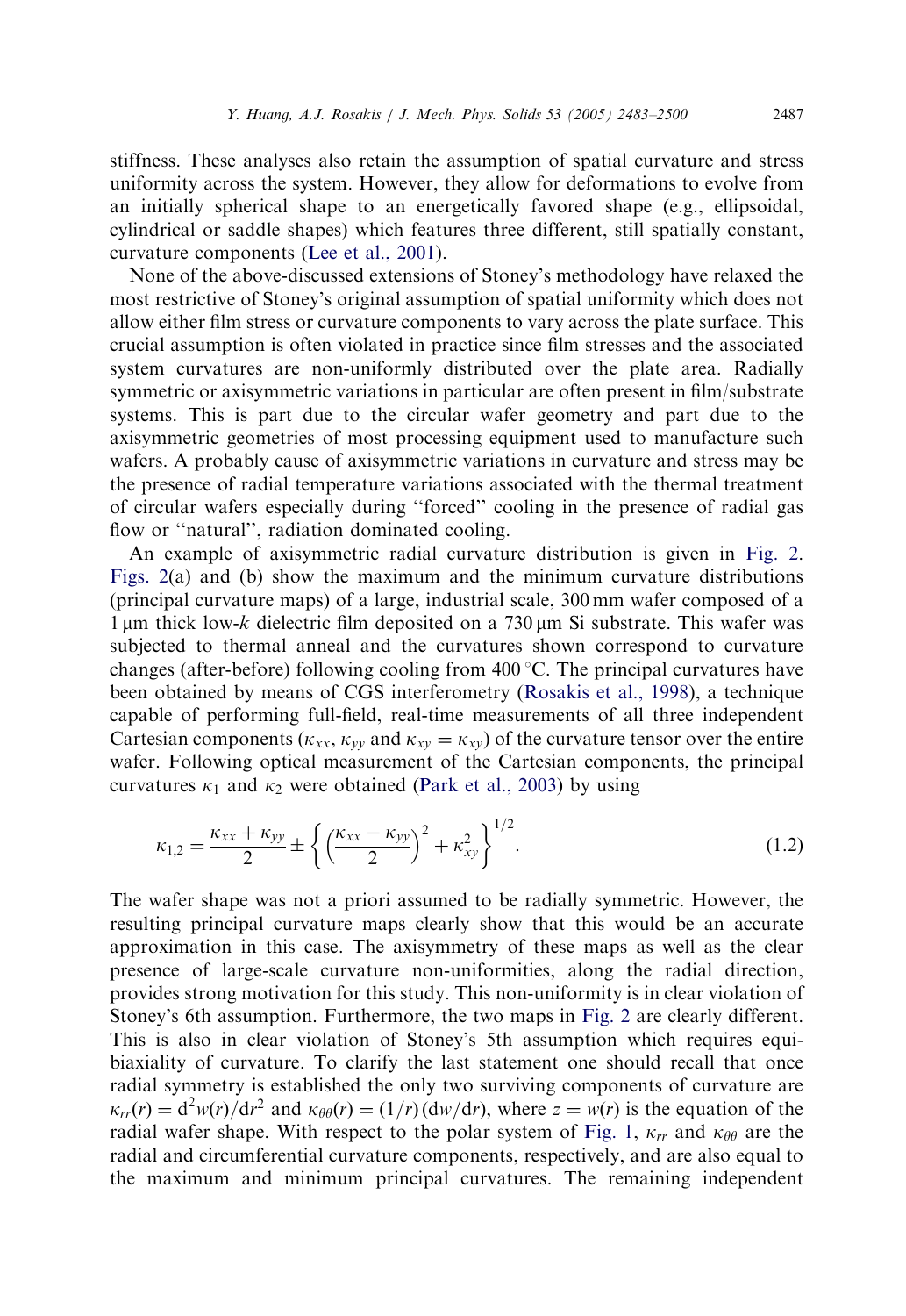stiffness. These analyses also retain the assumption of spatial curvature and stress uniformity across the system. However, they allow for deformations to evolve from an initially spherical shape to an energetically favored shape (e.g., ellipsoidal, cylindrical or saddle shapes) which features three different, still spatially constant, curvature components (Lee et al., 2001).

None of the above-discussed extensions of Stoney's methodology have relaxed the most restrictive of Stoney's original assumption of spatial uniformity which does not allow either film stress or curvature components to vary across the plate surface. This crucial assumption is often violated in practice since film stresses and the associated system curvatures are non-uniformly distributed over the plate area. Radially symmetric or axisymmetric variations in particular are often present in film/substrate systems. This is part due to the circular wafer geometry and part due to the axisymmetric geometries of most processing equipment used to manufacture such wafers. A probably cause of axisymmetric variations in curvature and stress may be the presence of radial temperature variations associated with the thermal treatment of circular wafers especially during "forced" cooling in the presence of radial gas flow or "natural", radiation dominated cooling.

An example of axisymmetric radial curvature distribution is given in Fig. 2. Figs. 2(a) and (b) show the maximum and the minimum curvature distributions (principal curvature maps) of a large, industrial scale, 300 mm wafer composed of a 1 μm thick low-$k$ dielectric film deposited on a 730 μm Si substrate. This wafer was subjected to thermal anneal and the curvatures shown correspond to curvature changes (after-before) following cooling from 400 °C. The principal curvatures have been obtained by means of CGS interferometry (Rosakis et al., 1998), a technique capable of performing full-field, real-time measurements of all three independent Cartesian components ($\kappa_{xx}$, $\kappa_{yy}$ and $\kappa_{xy} = \kappa_{xy}$) of the curvature tensor over the entire wafer. Following optical measurement of the Cartesian components, the principal curvatures $\kappa_1$ and $\kappa_2$ were obtained (Park et al., 2003) by using

$$\kappa_{1,2} = \frac{\kappa_{xx} + \kappa_{yy}}{2} \pm \left\{ \left( \frac{\kappa_{xx} - \kappa_{yy}}{2} \right)^2 + \kappa_{xy}^2 \right\}^{1/2}. \tag{1.2}$$

The wafer shape was not a priori assumed to be radially symmetric. However, the resulting principal curvature maps clearly show that this would be an accurate approximation in this case. The axisymmetry of these maps as well as the clear presence of large-scale curvature non-uniformities, along the radial direction, provides strong motivation for this study. This non-uniformity is in clear violation of Stoney's 6th assumption. Furthermore, the two maps in Fig. 2 are clearly different. This is also in clear violation of Stoney's 5th assumption which requires equi-biaxiality of curvature. To clarify the last statement one should recall that once radial symmetry is established the only two surviving components of curvature are $\kappa_{rr}(r) = \mathrm{d}^2 w(r)/\mathrm{d}r^2$ and $\kappa_{\theta\theta}(r) = (1/r)(\mathrm{d}w/\mathrm{d}r)$, where $z = w(r)$ is the equation of the radial wafer shape. With respect to the polar system of Fig. 1, $\kappa_{rr}$ and $\kappa_{\theta\theta}$ are the radial and circumferential curvature components, respectively, and are also equal to the maximum and minimum principal curvatures. The remaining independent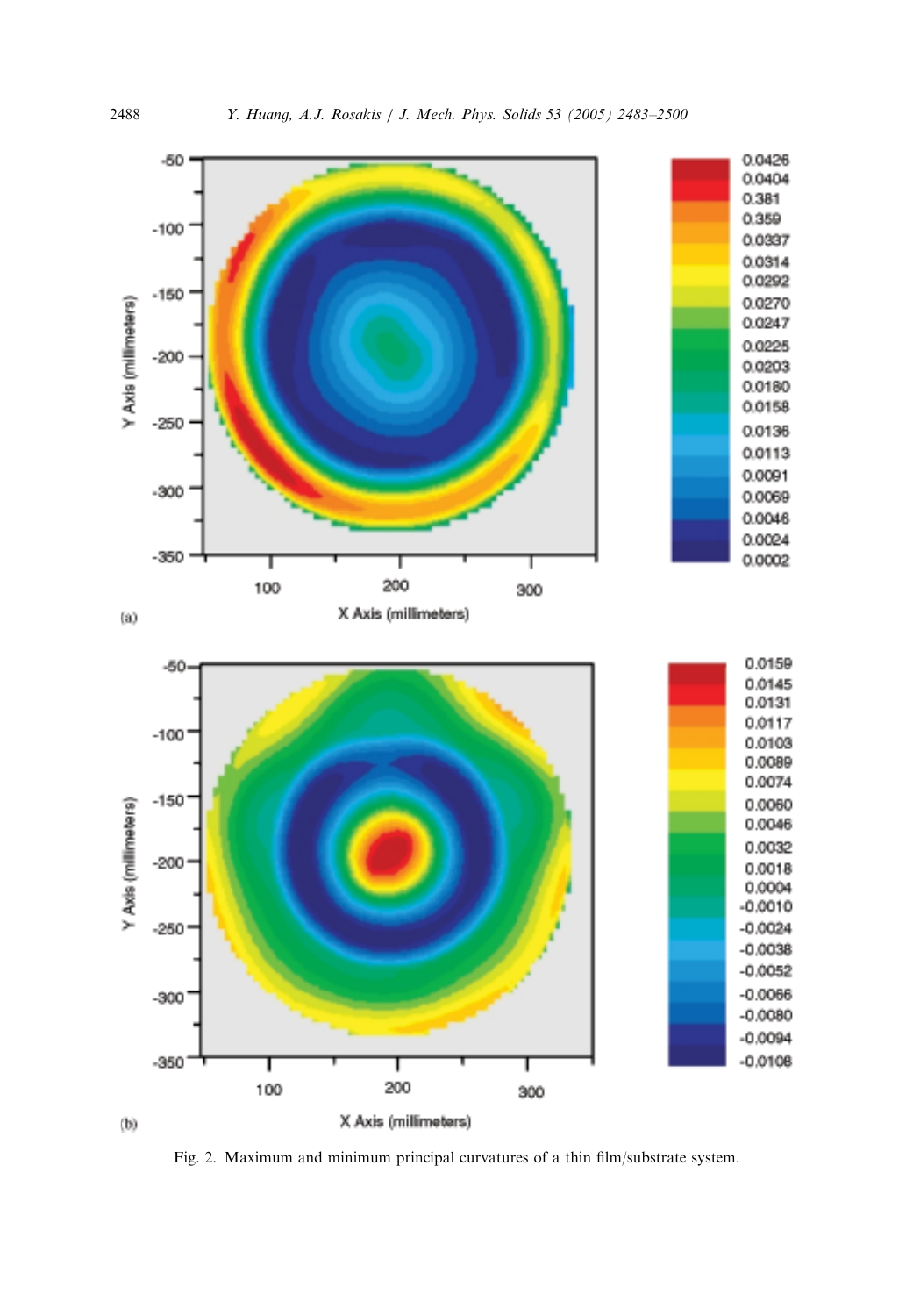Fig. 2. Maximum and minimum principal curvatures of a thin film/substrate system.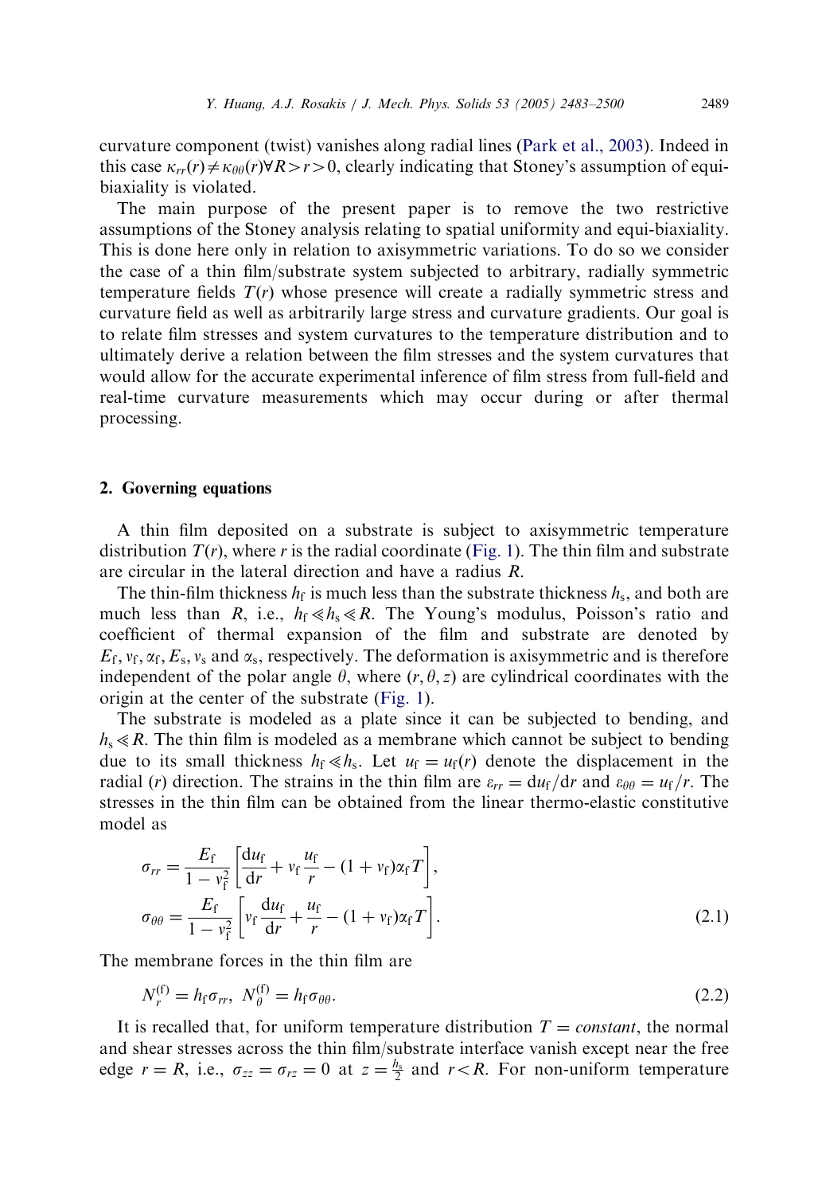curvature component (twist) vanishes along radial lines (Park et al., 2003). Indeed in this case $\kappa_{rr}(r) \neq \kappa_{\theta\theta}(r) \forall R > r > 0$, clearly indicating that Stoney's assumption of equi-biaxiality is violated.

The main purpose of the present paper is to remove the two restrictive assumptions of the Stoney analysis relating to spatial uniformity and equi-biaxiality. This is done here only in relation to axisymmetric variations. To do so we consider the case of a thin film/substrate system subjected to arbitrary, radially symmetric temperature fields $T(r)$ whose presence will create a radially symmetric stress and curvature field as well as arbitrarily large stress and curvature gradients. Our goal is to relate film stresses and system curvatures to the temperature distribution and to ultimately derive a relation between the film stresses and the system curvatures that would allow for the accurate experimental inference of film stress from full-field and real-time curvature measurements which may occur during or after thermal processing.

## 2. Governing equations

A thin film deposited on a substrate is subject to axisymmetric temperature distribution $T(r)$, where $r$ is the radial coordinate (Fig. 1). The thin film and substrate are circular in the lateral direction and have a radius $R$.

The thin-film thickness $h_f$ is much less than the substrate thickness $h_s$, and both are much less than $R$, i.e., $h_f \ll h_s \ll R$. The Young's modulus, Poisson's ratio and coefficient of thermal expansion of the film and substrate are denoted by $E_f, v_f, \alpha_f, E_s, v_s$ and $\alpha_s$, respectively. The deformation is axisymmetric and is therefore independent of the polar angle $\theta$, where $(r, \theta, z)$ are cylindrical coordinates with the origin at the center of the substrate (Fig. 1).

The substrate is modeled as a plate since it can be subjected to bending, and $h_s \ll R$. The thin film is modeled as a membrane which cannot be subject to bending due to its small thickness $h_f \ll h_s$. Let $u_f = u_f(r)$ denote the displacement in the radial ($r$) direction. The strains in the thin film are $\varepsilon_{rr} = \mathrm{d}u_f/\mathrm{d}r$ and $\varepsilon_{\theta\theta} = u_f/r$. The stresses in the thin film can be obtained from the linear thermo-elastic constitutive model as

$$
\begin{aligned}
\sigma_{rr} &= \frac{E_f}{1 - v_f^2}\left[\frac{\mathrm{d}u_f}{\mathrm{d}r} + v_f \frac{u_f}{r} - (1 + v_f)\alpha_f T\right], \\
\sigma_{\theta\theta} &= \frac{E_f}{1 - v_f^2}\left[v_f \frac{\mathrm{d}u_f}{\mathrm{d}r} + \frac{u_f}{r} - (1 + v_f)\alpha_f T\right].
\end{aligned}
\tag{2.1}
$$

The membrane forces in the thin film are

$$
N_r^{(f)} = h_f \sigma_{rr}, \; N_\theta^{(f)} = h_f \sigma_{\theta\theta}. \tag{2.2}
$$

It is recalled that, for uniform temperature distribution $T = \textit{constant}$, the normal and shear stresses across the thin film/substrate interface vanish except near the free edge $r = R$, i.e., $\sigma_{zz} = \sigma_{rz} = 0$ at $z = \frac{h_s}{2}$ and $r < R$. For non-uniform temperature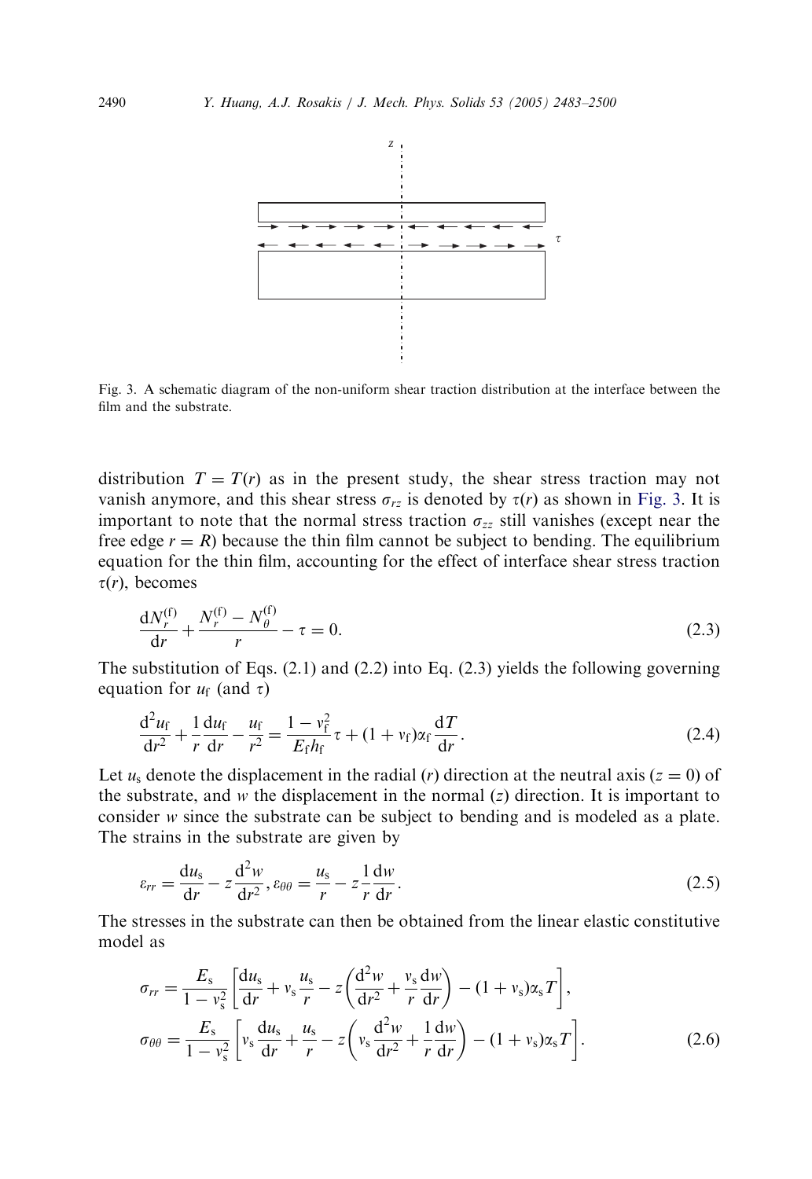Fig. 3. A schematic diagram of the non-uniform shear traction distribution at the interface between the film and the substrate.

distribution $T = T(r)$ as in the present study, the shear stress traction may not vanish anymore, and this shear stress $\sigma_{rz}$ is denoted by $\tau(r)$ as shown in Fig. 3. It is important to note that the normal stress traction $\sigma_{zz}$ still vanishes (except near the free edge $r = R$) because the thin film cannot be subject to bending. The equilibrium equation for the thin film, accounting for the effect of interface shear stress traction $\tau(r)$, becomes

$$\frac{\mathrm{d}N_r^{(\mathrm{f})}}{\mathrm{d}r} + \frac{N_r^{(\mathrm{f})} - N_\theta^{(\mathrm{f})}}{r} - \tau = 0. \tag{2.3}$$

The substitution of Eqs. (2.1) and (2.2) into Eq. (2.3) yields the following governing equation for $u_\mathrm{f}$ (and $\tau$)

$$\frac{\mathrm{d}^2 u_\mathrm{f}}{\mathrm{d}r^2} + \frac{1}{r}\frac{\mathrm{d}u_\mathrm{f}}{\mathrm{d}r} - \frac{u_\mathrm{f}}{r^2} = \frac{1 - v_\mathrm{f}^2}{E_\mathrm{f} h_\mathrm{f}}\tau + (1 + v_\mathrm{f})\alpha_\mathrm{f}\frac{\mathrm{d}T}{\mathrm{d}r}. \tag{2.4}$$

Let $u_\mathrm{s}$ denote the displacement in the radial ($r$) direction at the neutral axis ($z = 0$) of the substrate, and $w$ the displacement in the normal ($z$) direction. It is important to consider $w$ since the substrate can be subject to bending and is modeled as a plate. The strains in the substrate are given by

$$\varepsilon_{rr} = \frac{\mathrm{d}u_\mathrm{s}}{\mathrm{d}r} - z\frac{\mathrm{d}^2 w}{\mathrm{d}r^2}, \varepsilon_{\theta\theta} = \frac{u_\mathrm{s}}{r} - z\frac{1}{r}\frac{\mathrm{d}w}{\mathrm{d}r}. \tag{2.5}$$

The stresses in the substrate can then be obtained from the linear elastic constitutive model as

$$\begin{aligned}
\sigma_{rr} &= \frac{E_\mathrm{s}}{1 - v_\mathrm{s}^2}\left[\frac{\mathrm{d}u_\mathrm{s}}{\mathrm{d}r} + v_\mathrm{s}\frac{u_\mathrm{s}}{r} - z\left(\frac{\mathrm{d}^2 w}{\mathrm{d}r^2} + \frac{v_\mathrm{s}}{r}\frac{\mathrm{d}w}{\mathrm{d}r}\right) - (1 + v_\mathrm{s})\alpha_\mathrm{s} T\right], \\
\sigma_{\theta\theta} &= \frac{E_\mathrm{s}}{1 - v_\mathrm{s}^2}\left[v_\mathrm{s}\frac{\mathrm{d}u_\mathrm{s}}{\mathrm{d}r} + \frac{u_\mathrm{s}}{r} - z\left(v_\mathrm{s}\frac{\mathrm{d}^2 w}{\mathrm{d}r^2} + \frac{1}{r}\frac{\mathrm{d}w}{\mathrm{d}r}\right) - (1 + v_\mathrm{s})\alpha_\mathrm{s} T\right].
\end{aligned} \tag{2.6}$$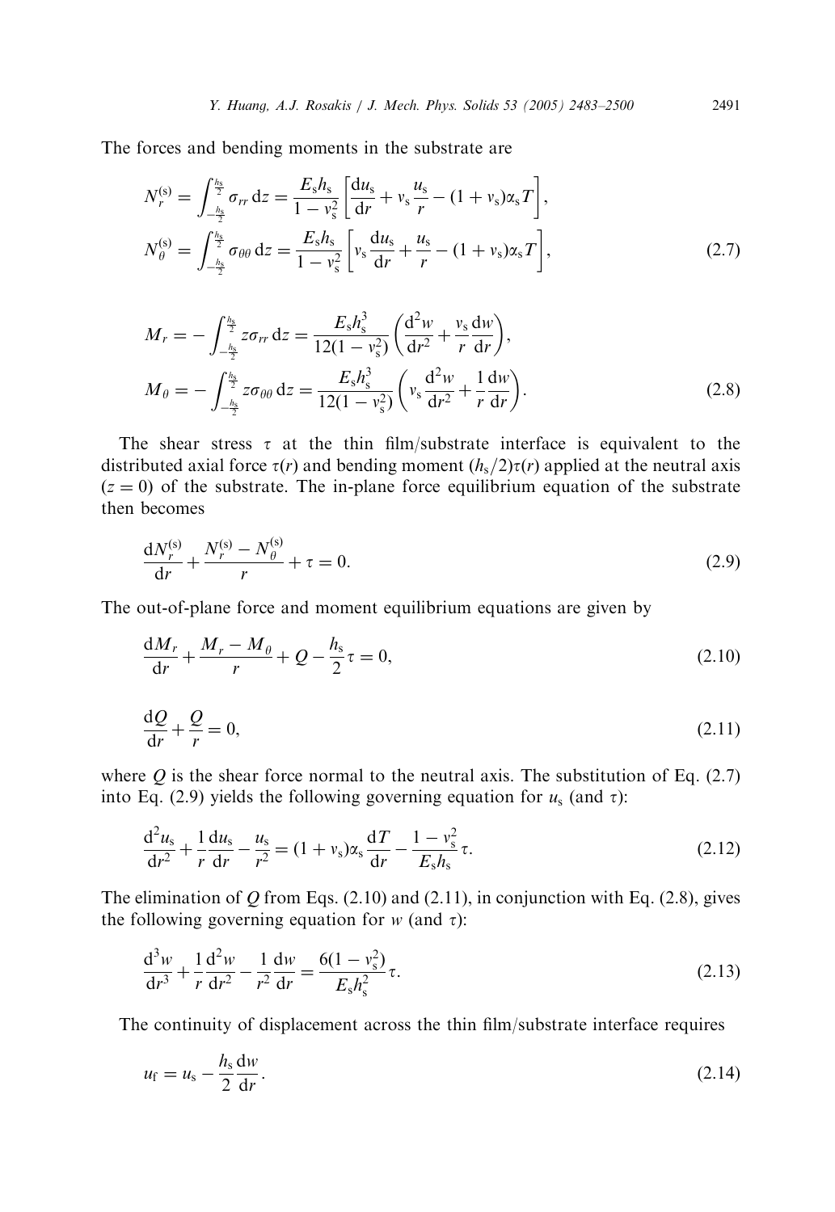The forces and bending moments in the substrate are

$$
\begin{aligned}
N_r^{(\mathrm{s})} &= \int_{-\frac{h_\mathrm{s}}{2}}^{\frac{h_\mathrm{s}}{2}} \sigma_{rr}\,\mathrm{d}z = \frac{E_\mathrm{s} h_\mathrm{s}}{1-v_\mathrm{s}^2}\left[\frac{\mathrm{d}u_\mathrm{s}}{\mathrm{d}r} + v_\mathrm{s}\frac{u_\mathrm{s}}{r} - (1+v_\mathrm{s})\alpha_\mathrm{s} T\right],\\
N_\theta^{(\mathrm{s})} &= \int_{-\frac{h_\mathrm{s}}{2}}^{\frac{h_\mathrm{s}}{2}} \sigma_{\theta\theta}\,\mathrm{d}z = \frac{E_\mathrm{s} h_\mathrm{s}}{1-v_\mathrm{s}^2}\left[v_\mathrm{s}\frac{\mathrm{d}u_\mathrm{s}}{\mathrm{d}r} + \frac{u_\mathrm{s}}{r} - (1+v_\mathrm{s})\alpha_\mathrm{s} T\right],
\end{aligned}
\tag{2.7}
$$

$$
\begin{aligned}
M_r &= -\int_{-\frac{h_\mathrm{s}}{2}}^{\frac{h_\mathrm{s}}{2}} z\sigma_{rr}\,\mathrm{d}z = \frac{E_\mathrm{s} h_\mathrm{s}^3}{12(1-v_\mathrm{s}^2)}\left(\frac{\mathrm{d}^2 w}{\mathrm{d}r^2} + \frac{v_\mathrm{s}}{r}\frac{\mathrm{d}w}{\mathrm{d}r}\right),\\
M_\theta &= -\int_{-\frac{h_\mathrm{s}}{2}}^{\frac{h_\mathrm{s}}{2}} z\sigma_{\theta\theta}\,\mathrm{d}z = \frac{E_\mathrm{s} h_\mathrm{s}^3}{12(1-v_\mathrm{s}^2)}\left(v_\mathrm{s}\frac{\mathrm{d}^2 w}{\mathrm{d}r^2} + \frac{1}{r}\frac{\mathrm{d}w}{\mathrm{d}r}\right).
\end{aligned}
\tag{2.8}
$$

The shear stress $\tau$ at the thin film/substrate interface is equivalent to the distributed axial force $\tau(r)$ and bending moment $(h_\mathrm{s}/2)\tau(r)$ applied at the neutral axis $(z=0)$ of the substrate. The in-plane force equilibrium equation of the substrate then becomes

$$
\frac{\mathrm{d}N_r^{(\mathrm{s})}}{\mathrm{d}r} + \frac{N_r^{(\mathrm{s})} - N_\theta^{(\mathrm{s})}}{r} + \tau = 0. \tag{2.9}
$$

The out-of-plane force and moment equilibrium equations are given by

$$
\frac{\mathrm{d}M_r}{\mathrm{d}r} + \frac{M_r - M_\theta}{r} + Q - \frac{h_\mathrm{s}}{2}\tau = 0, \tag{2.10}
$$

$$
\frac{\mathrm{d}Q}{\mathrm{d}r} + \frac{Q}{r} = 0, \tag{2.11}
$$

where $Q$ is the shear force normal to the neutral axis. The substitution of Eq. (2.7) into Eq. (2.9) yields the following governing equation for $u_\mathrm{s}$ (and $\tau$):

$$
\frac{\mathrm{d}^2 u_\mathrm{s}}{\mathrm{d}r^2} + \frac{1}{r}\frac{\mathrm{d}u_\mathrm{s}}{\mathrm{d}r} - \frac{u_\mathrm{s}}{r^2} = (1+v_\mathrm{s})\alpha_\mathrm{s}\frac{\mathrm{d}T}{\mathrm{d}r} - \frac{1-v_\mathrm{s}^2}{E_\mathrm{s} h_\mathrm{s}}\tau. \tag{2.12}
$$

The elimination of $Q$ from Eqs. (2.10) and (2.11), in conjunction with Eq. (2.8), gives the following governing equation for $w$ (and $\tau$):

$$
\frac{\mathrm{d}^3 w}{\mathrm{d}r^3} + \frac{1}{r}\frac{\mathrm{d}^2 w}{\mathrm{d}r^2} - \frac{1}{r^2}\frac{\mathrm{d}w}{\mathrm{d}r} = \frac{6(1-v_\mathrm{s}^2)}{E_\mathrm{s} h_\mathrm{s}^2}\tau. \tag{2.13}
$$

The continuity of displacement across the thin film/substrate interface requires

$$
u_\mathrm{f} = u_\mathrm{s} - \frac{h_\mathrm{s}}{2}\frac{\mathrm{d}w}{\mathrm{d}r}. \tag{2.14}
$$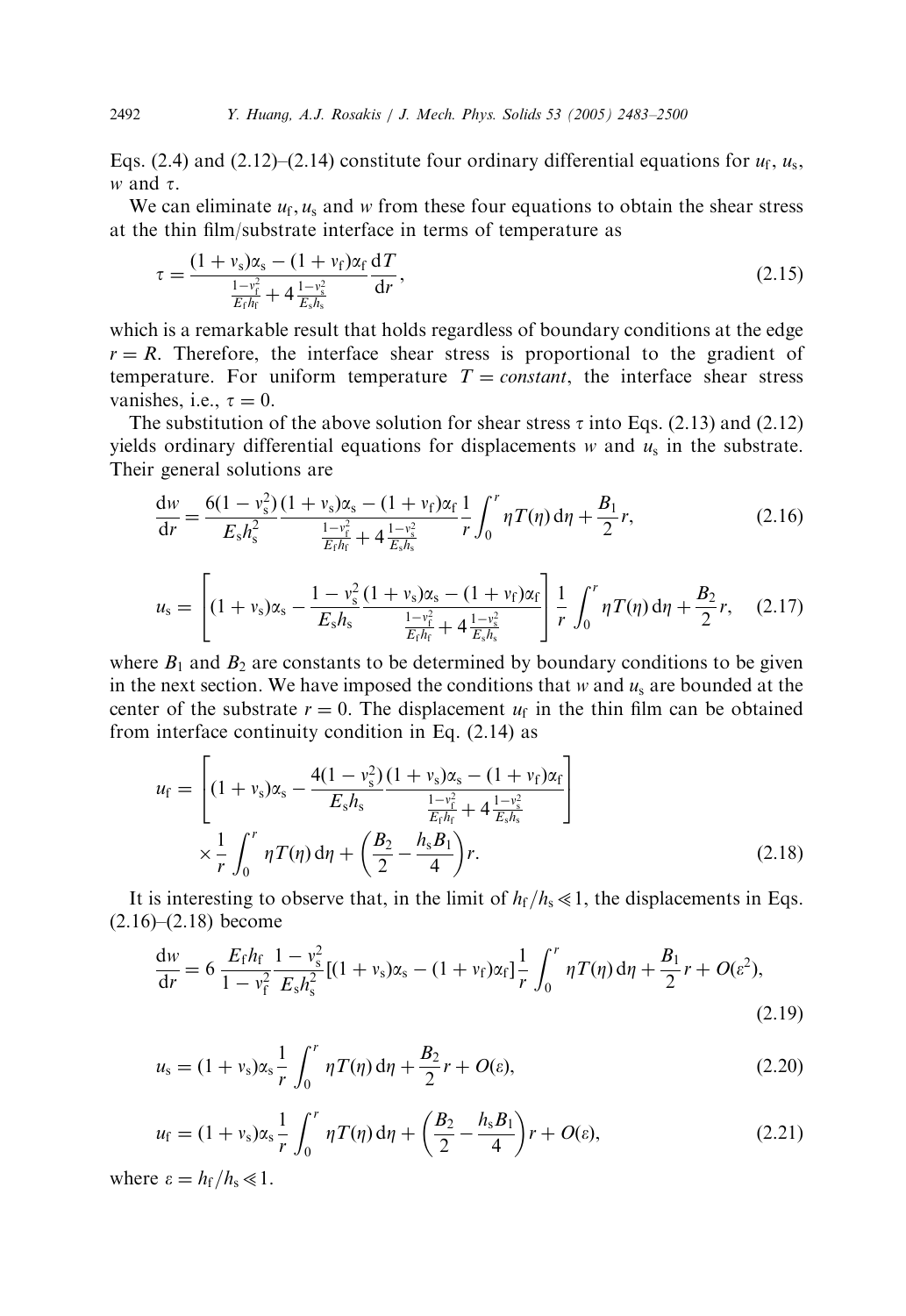Eqs. (2.4) and (2.12)–(2.14) constitute four ordinary differential equations for $u_f$, $u_s$, $w$ and $\tau$.

We can eliminate $u_f, u_s$ and $w$ from these four equations to obtain the shear stress at the thin film/substrate interface in terms of temperature as

$$\tau = \frac{(1+\nu_s)\alpha_s - (1+\nu_f)\alpha_f}{\frac{1-\nu_f^2}{E_f h_f} + 4\frac{1-\nu_s^2}{E_s h_s}} \frac{dT}{dr}, \tag{2.15}$$

which is a remarkable result that holds regardless of boundary conditions at the edge $r = R$. Therefore, the interface shear stress is proportional to the gradient of temperature. For uniform temperature $T = constant$, the interface shear stress vanishes, i.e., $\tau = 0$.

The substitution of the above solution for shear stress $\tau$ into Eqs. (2.13) and (2.12) yields ordinary differential equations for displacements $w$ and $u_s$ in the substrate. Their general solutions are

$$\frac{dw}{dr} = \frac{6(1-\nu_s^2)}{E_s h_s^2} \frac{(1+\nu_s)\alpha_s - (1+\nu_f)\alpha_f}{\frac{1-\nu_f^2}{E_f h_f} + 4\frac{1-\nu_s^2}{E_s h_s}} \frac{1}{r}\int_0^r \eta T(\eta)\, d\eta + \frac{B_1}{2} r, \tag{2.16}$$

$$u_s = \left[(1+\nu_s)\alpha_s - \frac{1-\nu_s^2}{E_s h_s} \frac{(1+\nu_s)\alpha_s - (1+\nu_f)\alpha_f}{\frac{1-\nu_f^2}{E_f h_f} + 4\frac{1-\nu_s^2}{E_s h_s}}\right] \frac{1}{r}\int_0^r \eta T(\eta)\, d\eta + \frac{B_2}{2} r, \tag{2.17}$$

where $B_1$ and $B_2$ are constants to be determined by boundary conditions to be given in the next section. We have imposed the conditions that $w$ and $u_s$ are bounded at the center of the substrate $r = 0$. The displacement $u_f$ in the thin film can be obtained from interface continuity condition in Eq. (2.14) as

$$u_f = \left[(1+\nu_s)\alpha_s - \frac{4(1-\nu_s^2)}{E_s h_s} \frac{(1+\nu_s)\alpha_s - (1+\nu_f)\alpha_f}{\frac{1-\nu_f^2}{E_f h_f} + 4\frac{1-\nu_s^2}{E_s h_s}}\right] \times \frac{1}{r}\int_0^r \eta T(\eta)\, d\eta + \left(\frac{B_2}{2} - \frac{h_s B_1}{4}\right) r. \tag{2.18}$$

It is interesting to observe that, in the limit of $h_f/h_s \ll 1$, the displacements in Eqs. (2.16)–(2.18) become

$$\frac{dw}{dr} = 6\frac{E_f h_f}{1-\nu_f^2} \frac{1-\nu_s^2}{E_s h_s^2} [(1+\nu_s)\alpha_s - (1+\nu_f)\alpha_f] \frac{1}{r}\int_0^r \eta T(\eta)\, d\eta + \frac{B_1}{2} r + O(\varepsilon^2), \tag{2.19}$$

$$u_s = (1+\nu_s)\alpha_s \frac{1}{r}\int_0^r \eta T(\eta)\, d\eta + \frac{B_2}{2} r + O(\varepsilon), \tag{2.20}$$

$$u_f = (1+\nu_s)\alpha_s \frac{1}{r}\int_0^r \eta T(\eta)\, d\eta + \left(\frac{B_2}{2} - \frac{h_s B_1}{4}\right) r + O(\varepsilon), \tag{2.21}$$

where $\varepsilon = h_f/h_s \ll 1$.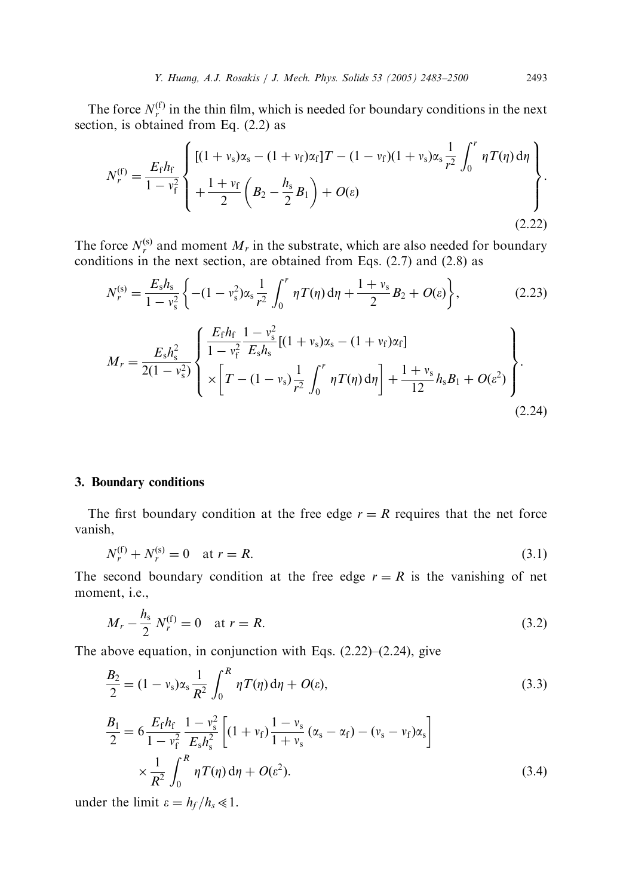The force $N_r^{(\mathrm{f})}$ in the thin film, which is needed for boundary conditions in the next section, is obtained from Eq. (2.2) as

$$N_r^{(\mathrm{f})} = \frac{E_\mathrm{f} h_\mathrm{f}}{1 - v_\mathrm{f}^2} \left\{ \begin{array}{l} [(1 + v_\mathrm{s})\alpha_\mathrm{s} - (1 + v_\mathrm{f})\alpha_\mathrm{f}]T - (1 - v_\mathrm{f})(1 + v_\mathrm{s})\alpha_\mathrm{s} \dfrac{1}{r^2} \displaystyle\int_0^r \eta T(\eta)\,\mathrm{d}\eta \\ + \dfrac{1 + v_\mathrm{f}}{2} \left( B_2 - \dfrac{h_\mathrm{s}}{2} B_1 \right) + O(\varepsilon) \end{array} \right\}. \tag{2.22}$$

The force $N_r^{(\mathrm{s})}$ and moment $M_r$ in the substrate, which are also needed for boundary conditions in the next section, are obtained from Eqs. (2.7) and (2.8) as

$$N_r^{(\mathrm{s})} = \frac{E_\mathrm{s} h_\mathrm{s}}{1 - v_\mathrm{s}^2} \left\{ -(1 - v_\mathrm{s}^2)\alpha_\mathrm{s} \frac{1}{r^2} \int_0^r \eta T(\eta)\,\mathrm{d}\eta + \frac{1 + v_\mathrm{s}}{2} B_2 + O(\varepsilon) \right\}, \tag{2.23}$$

$$M_r = \frac{E_\mathrm{s} h_\mathrm{s}^2}{2(1 - v_\mathrm{s}^2)} \left\{ \begin{array}{l} \dfrac{E_\mathrm{f} h_\mathrm{f}}{1 - v_\mathrm{f}^2} \dfrac{1 - v_\mathrm{s}^2}{E_\mathrm{s} h_\mathrm{s}} [(1 + v_\mathrm{s})\alpha_\mathrm{s} - (1 + v_\mathrm{f})\alpha_\mathrm{f}] \\ \times \left[ T - (1 - v_\mathrm{s}) \dfrac{1}{r^2} \displaystyle\int_0^r \eta T(\eta)\,\mathrm{d}\eta \right] + \dfrac{1 + v_\mathrm{s}}{12} h_\mathrm{s} B_1 + O(\varepsilon^2) \end{array} \right\}. \tag{2.24}$$

## 3. Boundary conditions

The first boundary condition at the free edge $r = R$ requires that the net force vanish,

$$N_r^{(\mathrm{f})} + N_r^{(\mathrm{s})} = 0 \quad \text{at } r = R. \tag{3.1}$$

The second boundary condition at the free edge $r = R$ is the vanishing of net moment, i.e.,

$$M_r - \frac{h_\mathrm{s}}{2} N_r^{(\mathrm{f})} = 0 \quad \text{at } r = R. \tag{3.2}$$

The above equation, in conjunction with Eqs. (2.22)–(2.24), give

$$\frac{B_2}{2} = (1 - v_\mathrm{s})\alpha_\mathrm{s} \frac{1}{R^2} \int_0^R \eta T(\eta)\,\mathrm{d}\eta + O(\varepsilon), \tag{3.3}$$

$$\frac{B_1}{2} = 6 \frac{E_\mathrm{f} h_\mathrm{f}}{1 - v_\mathrm{f}^2} \frac{1 - v_\mathrm{s}^2}{E_\mathrm{s} h_\mathrm{s}^2} \left[ (1 + v_\mathrm{f}) \frac{1 - v_\mathrm{s}}{1 + v_\mathrm{s}} (\alpha_\mathrm{s} - \alpha_\mathrm{f}) - (v_\mathrm{s} - v_\mathrm{f})\alpha_\mathrm{s} \right] \times \frac{1}{R^2} \int_0^R \eta T(\eta)\,\mathrm{d}\eta + O(\varepsilon^2). \tag{3.4}$$

under the limit $\varepsilon = h_f / h_s \ll 1$.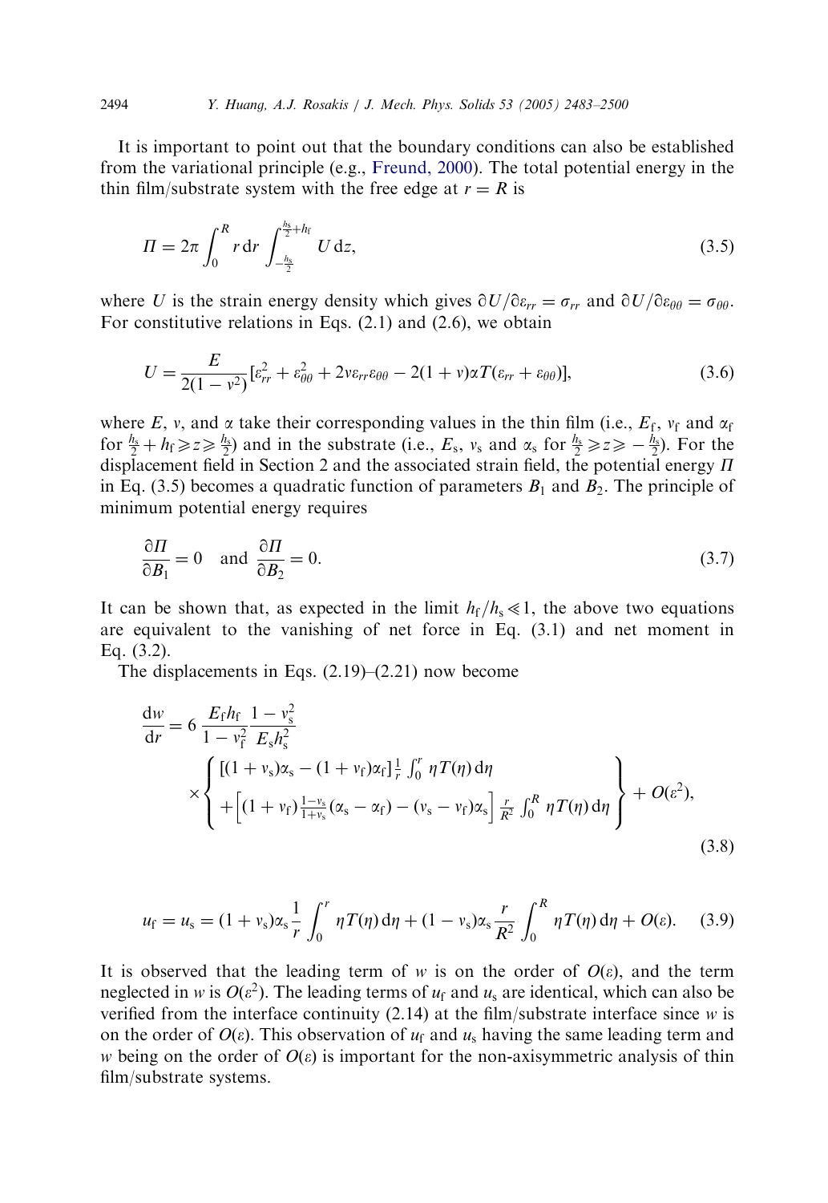It is important to point out that the boundary conditions can also be established from the variational principle (e.g., Freund, 2000). The total potential energy in the thin film/substrate system with the free edge at $r = R$ is

$$\Pi = 2\pi \int_0^R r\,\mathrm{d}r \int_{-\frac{h_s}{2}}^{\frac{h_s}{2}+h_f} U\,\mathrm{d}z, \tag{3.5}$$

where $U$ is the strain energy density which gives $\partial U/\partial \varepsilon_{rr} = \sigma_{rr}$ and $\partial U/\partial \varepsilon_{\theta\theta} = \sigma_{\theta\theta}$. For constitutive relations in Eqs. (2.1) and (2.6), we obtain

$$U = \frac{E}{2(1-v^2)}\left[\varepsilon_{rr}^2 + \varepsilon_{\theta\theta}^2 + 2v\varepsilon_{rr}\varepsilon_{\theta\theta} - 2(1+v)\alpha T(\varepsilon_{rr} + \varepsilon_{\theta\theta})\right], \tag{3.6}$$

where $E$, $v$, and $\alpha$ take their corresponding values in the thin film (i.e., $E_f$, $v_f$ and $\alpha_f$ for $\frac{h_s}{2} + h_f \geqslant z \geqslant \frac{h_s}{2}$) and in the substrate (i.e., $E_s$, $v_s$ and $\alpha_s$ for $\frac{h_s}{2} \geqslant z \geqslant -\frac{h_s}{2}$). For the displacement field in Section 2 and the associated strain field, the potential energy $\Pi$ in Eq. (3.5) becomes a quadratic function of parameters $B_1$ and $B_2$. The principle of minimum potential energy requires

$$\frac{\partial \Pi}{\partial B_1} = 0 \quad \text{and} \quad \frac{\partial \Pi}{\partial B_2} = 0. \tag{3.7}$$

It can be shown that, as expected in the limit $h_f/h_s \ll 1$, the above two equations are equivalent to the vanishing of net force in Eq. (3.1) and net moment in Eq. (3.2).

The displacements in Eqs. (2.19)–(2.21) now become

$$\frac{\mathrm{d}w}{\mathrm{d}r} = 6\,\frac{E_f h_f}{1-v_f^2}\frac{1-v_s^2}{E_s h_s^2} \times \left\{ \begin{array}{l} [(1+v_s)\alpha_s - (1+v_f)\alpha_f]\frac{1}{r}\int_0^r \eta T(\eta)\,\mathrm{d}\eta \\ + \left[(1+v_f)\frac{1-v_s}{1+v_s}(\alpha_s - \alpha_f) - (v_s - v_f)\alpha_s\right]\frac{r}{R^2}\int_0^R \eta T(\eta)\,\mathrm{d}\eta \end{array} \right\} + O(\varepsilon^2), \tag{3.8}$$

$$u_f = u_s = (1+v_s)\alpha_s \frac{1}{r}\int_0^r \eta T(\eta)\,\mathrm{d}\eta + (1-v_s)\alpha_s \frac{r}{R^2}\int_0^R \eta T(\eta)\,\mathrm{d}\eta + O(\varepsilon). \tag{3.9}$$

It is observed that the leading term of $w$ is on the order of $O(\varepsilon)$, and the term neglected in $w$ is $O(\varepsilon^2)$. The leading terms of $u_f$ and $u_s$ are identical, which can also be verified from the interface continuity (2.14) at the film/substrate interface since $w$ is on the order of $O(\varepsilon)$. This observation of $u_f$ and $u_s$ having the same leading term and $w$ being on the order of $O(\varepsilon)$ is important for the non-axisymmetric analysis of thin film/substrate systems.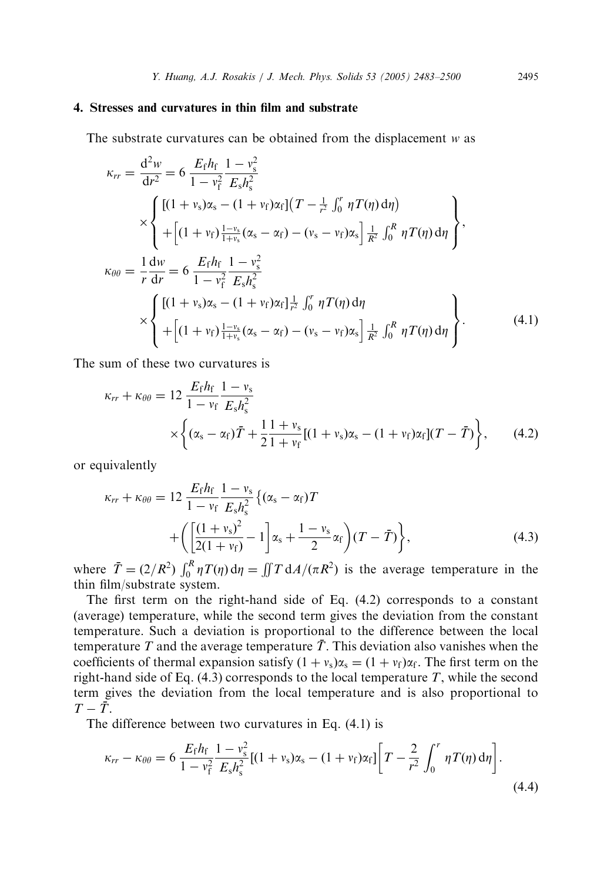## 4. Stresses and curvatures in thin film and substrate

The substrate curvatures can be obtained from the displacement $w$ as

$$
\kappa_{rr} = \frac{\mathrm{d}^2 w}{\mathrm{d}r^2} = 6\,\frac{E_\mathrm{f} h_\mathrm{f}}{1-\nu_\mathrm{f}^2}\frac{1-\nu_\mathrm{s}^2}{E_\mathrm{s} h_\mathrm{s}^2}
\times \left\{ \begin{array}{l} [(1+\nu_\mathrm{s})\alpha_\mathrm{s} - (1+\nu_\mathrm{f})\alpha_\mathrm{f}]\left(T - \frac{1}{r^2}\int_0^r \eta T(\eta)\,\mathrm{d}\eta\right) \\ +\left[(1+\nu_\mathrm{f})\frac{1-\nu_\mathrm{s}}{1+\nu_\mathrm{s}}(\alpha_\mathrm{s}-\alpha_\mathrm{f}) - (\nu_\mathrm{s}-\nu_\mathrm{f})\alpha_\mathrm{s}\right]\frac{1}{R^2}\int_0^R \eta T(\eta)\,\mathrm{d}\eta \end{array} \right\},
$$

$$
\kappa_{\theta\theta} = \frac{1}{r}\frac{\mathrm{d}w}{\mathrm{d}r} = 6\,\frac{E_\mathrm{f} h_\mathrm{f}}{1-\nu_\mathrm{f}^2}\frac{1-\nu_\mathrm{s}^2}{E_\mathrm{s} h_\mathrm{s}^2}
\times \left\{ \begin{array}{l} [(1+\nu_\mathrm{s})\alpha_\mathrm{s} - (1+\nu_\mathrm{f})\alpha_\mathrm{f}]\frac{1}{r^2}\int_0^r \eta T(\eta)\,\mathrm{d}\eta \\ +\left[(1+\nu_\mathrm{f})\frac{1-\nu_\mathrm{s}}{1+\nu_\mathrm{s}}(\alpha_\mathrm{s}-\alpha_\mathrm{f}) - (\nu_\mathrm{s}-\nu_\mathrm{f})\alpha_\mathrm{s}\right]\frac{1}{R^2}\int_0^R \eta T(\eta)\,\mathrm{d}\eta \end{array} \right\}. \tag{4.1}
$$

The sum of these two curvatures is

$$
\kappa_{rr} + \kappa_{\theta\theta} = 12\,\frac{E_\mathrm{f} h_\mathrm{f}}{1-\nu_\mathrm{f}}\frac{1-\nu_\mathrm{s}}{E_\mathrm{s} h_\mathrm{s}^2}
\times \left\{ (\alpha_\mathrm{s}-\alpha_\mathrm{f})\bar{T} + \frac{1}{2}\frac{1+\nu_\mathrm{s}}{1+\nu_\mathrm{f}}[(1+\nu_\mathrm{s})\alpha_\mathrm{s} - (1+\nu_\mathrm{f})\alpha_\mathrm{f}](T-\bar{T}) \right\}, \tag{4.2}
$$

or equivalently

$$
\kappa_{rr} + \kappa_{\theta\theta} = 12\,\frac{E_\mathrm{f} h_\mathrm{f}}{1-\nu_\mathrm{f}}\frac{1-\nu_\mathrm{s}}{E_\mathrm{s} h_\mathrm{s}^2}\left\{ (\alpha_\mathrm{s}-\alpha_\mathrm{f})T + \left( \left[\frac{(1+\nu_\mathrm{s})^2}{2(1+\nu_\mathrm{f})} - 1\right]\alpha_\mathrm{s} + \frac{1-\nu_\mathrm{s}}{2}\alpha_\mathrm{f} \right)(T-\bar{T}) \right\}, \tag{4.3}
$$

where $\bar{T} = (2/R^2)\int_0^R \eta T(\eta)\,\mathrm{d}\eta = \iint T\,\mathrm{d}A/(\pi R^2)$ is the average temperature in the thin film/substrate system.

The first term on the right-hand side of Eq. (4.2) corresponds to a constant (average) temperature, while the second term gives the deviation from the constant temperature. Such a deviation is proportional to the difference between the local temperature $T$ and the average temperature $\bar{T}$. This deviation also vanishes when the coefficients of thermal expansion satisfy $(1+\nu_\mathrm{s})\alpha_\mathrm{s} = (1+\nu_\mathrm{f})\alpha_\mathrm{f}$. The first term on the right-hand side of Eq. (4.3) corresponds to the local temperature $T$, while the second term gives the deviation from the local temperature and is also proportional to $T-\bar{T}$.

The difference between two curvatures in Eq. (4.1) is

$$
\kappa_{rr} - \kappa_{\theta\theta} = 6\,\frac{E_\mathrm{f} h_\mathrm{f}}{1-\nu_\mathrm{f}^2}\frac{1-\nu_\mathrm{s}^2}{E_\mathrm{s} h_\mathrm{s}^2}[(1+\nu_\mathrm{s})\alpha_\mathrm{s} - (1+\nu_\mathrm{f})\alpha_\mathrm{f}]\left[T - \frac{2}{r^2}\int_0^r \eta T(\eta)\,\mathrm{d}\eta\right]. \tag{4.4}
$$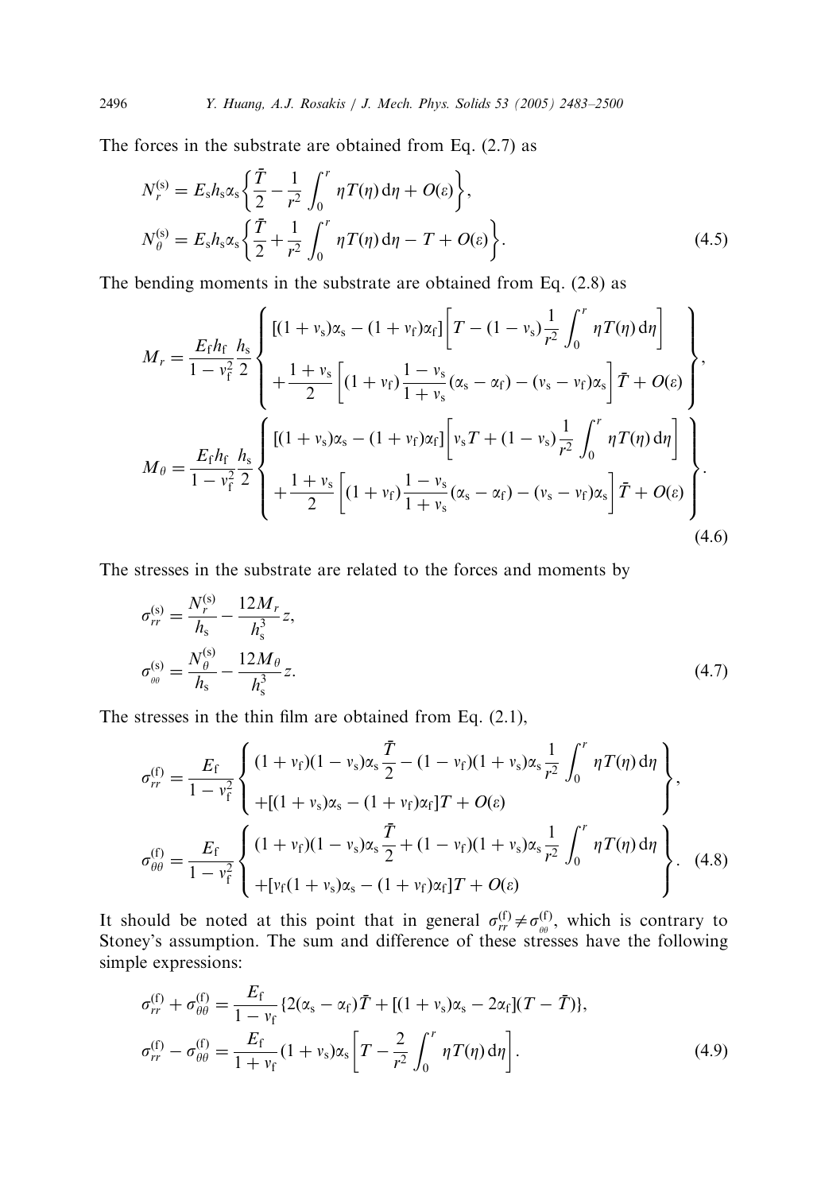The forces in the substrate are obtained from Eq. (2.7) as

$$
\begin{aligned}
N_r^{(\mathrm{s})} &= E_\mathrm{s} h_\mathrm{s} \alpha_\mathrm{s} \left\{ \frac{\bar{T}}{2} - \frac{1}{r^2} \int_0^r \eta T(\eta)\, \mathrm{d}\eta + O(\varepsilon) \right\}, \\
N_\theta^{(\mathrm{s})} &= E_\mathrm{s} h_\mathrm{s} \alpha_\mathrm{s} \left\{ \frac{\bar{T}}{2} + \frac{1}{r^2} \int_0^r \eta T(\eta)\, \mathrm{d}\eta - T + O(\varepsilon) \right\}.
\end{aligned}
\tag{4.5}
$$

The bending moments in the substrate are obtained from Eq. (2.8) as

$$
\begin{aligned}
M_r &= \frac{E_\mathrm{f} h_\mathrm{f}}{1 - v_\mathrm{f}^2} \frac{h_\mathrm{s}}{2} \left\{ \begin{array}{l} [(1+v_\mathrm{s})\alpha_\mathrm{s} - (1+v_\mathrm{f})\alpha_\mathrm{f}] \left[ T - (1 - v_\mathrm{s}) \dfrac{1}{r^2} \displaystyle\int_0^r \eta T(\eta)\, \mathrm{d}\eta \right] \\ + \dfrac{1 + v_\mathrm{s}}{2} \left[ (1 + v_\mathrm{f}) \dfrac{1 - v_\mathrm{s}}{1 + v_\mathrm{s}} (\alpha_\mathrm{s} - \alpha_\mathrm{f}) - (v_\mathrm{s} - v_\mathrm{f})\alpha_\mathrm{s} \right] \bar{T} + O(\varepsilon) \end{array} \right\}, \\
M_\theta &= \frac{E_\mathrm{f} h_\mathrm{f}}{1 - v_\mathrm{f}^2} \frac{h_\mathrm{s}}{2} \left\{ \begin{array}{l} [(1+v_\mathrm{s})\alpha_\mathrm{s} - (1+v_\mathrm{f})\alpha_\mathrm{f}] \left[ v_\mathrm{s} T + (1 - v_\mathrm{s}) \dfrac{1}{r^2} \displaystyle\int_0^r \eta T(\eta)\, \mathrm{d}\eta \right] \\ + \dfrac{1 + v_\mathrm{s}}{2} \left[ (1 + v_\mathrm{f}) \dfrac{1 - v_\mathrm{s}}{1 + v_\mathrm{s}} (\alpha_\mathrm{s} - \alpha_\mathrm{f}) - (v_\mathrm{s} - v_\mathrm{f})\alpha_\mathrm{s} \right] \bar{T} + O(\varepsilon) \end{array} \right\}.
\end{aligned}
\tag{4.6}
$$

The stresses in the substrate are related to the forces and moments by

$$
\begin{aligned}
\sigma_{rr}^{(\mathrm{s})} &= \frac{N_r^{(\mathrm{s})}}{h_\mathrm{s}} - \frac{12 M_r}{h_\mathrm{s}^3} z, \\
\sigma_{\theta\theta}^{(\mathrm{s})} &= \frac{N_\theta^{(\mathrm{s})}}{h_\mathrm{s}} - \frac{12 M_\theta}{h_\mathrm{s}^3} z.
\end{aligned}
\tag{4.7}
$$

The stresses in the thin film are obtained from Eq. (2.1),

$$
\begin{aligned}
\sigma_{rr}^{(\mathrm{f})} &= \frac{E_\mathrm{f}}{1 - v_\mathrm{f}^2} \left\{ \begin{array}{l} (1+v_\mathrm{f})(1-v_\mathrm{s})\alpha_\mathrm{s} \dfrac{\bar{T}}{2} - (1-v_\mathrm{f})(1+v_\mathrm{s})\alpha_\mathrm{s} \dfrac{1}{r^2} \displaystyle\int_0^r \eta T(\eta)\, \mathrm{d}\eta \\ + [(1+v_\mathrm{s})\alpha_\mathrm{s} - (1+v_\mathrm{f})\alpha_\mathrm{f}] T + O(\varepsilon) \end{array} \right\}, \\
\sigma_{\theta\theta}^{(\mathrm{f})} &= \frac{E_\mathrm{f}}{1 - v_\mathrm{f}^2} \left\{ \begin{array}{l} (1+v_\mathrm{f})(1-v_\mathrm{s})\alpha_\mathrm{s} \dfrac{\bar{T}}{2} + (1-v_\mathrm{f})(1+v_\mathrm{s})\alpha_\mathrm{s} \dfrac{1}{r^2} \displaystyle\int_0^r \eta T(\eta)\, \mathrm{d}\eta \\ + [v_\mathrm{f}(1+v_\mathrm{s})\alpha_\mathrm{s} - (1+v_\mathrm{f})\alpha_\mathrm{f}] T + O(\varepsilon) \end{array} \right\}.
\end{aligned}
\tag{4.8}
$$

It should be noted at this point that in general $\sigma_{rr}^{(\mathrm{f})} \neq \sigma_{\theta\theta}^{(\mathrm{f})}$, which is contrary to Stoney's assumption. The sum and difference of these stresses have the following simple expressions:

$$
\begin{aligned}
\sigma_{rr}^{(\mathrm{f})} + \sigma_{\theta\theta}^{(\mathrm{f})} &= \frac{E_\mathrm{f}}{1 - v_\mathrm{f}} \{ 2(\alpha_\mathrm{s} - \alpha_\mathrm{f})\bar{T} + [(1+v_\mathrm{s})\alpha_\mathrm{s} - 2\alpha_\mathrm{f}](T - \bar{T}) \}, \\
\sigma_{rr}^{(\mathrm{f})} - \sigma_{\theta\theta}^{(\mathrm{f})} &= \frac{E_\mathrm{f}}{1 + v_\mathrm{f}} (1 + v_\mathrm{s})\alpha_\mathrm{s} \left[ T - \frac{2}{r^2} \int_0^r \eta T(\eta)\, \mathrm{d}\eta \right].
\end{aligned}
\tag{4.9}
$$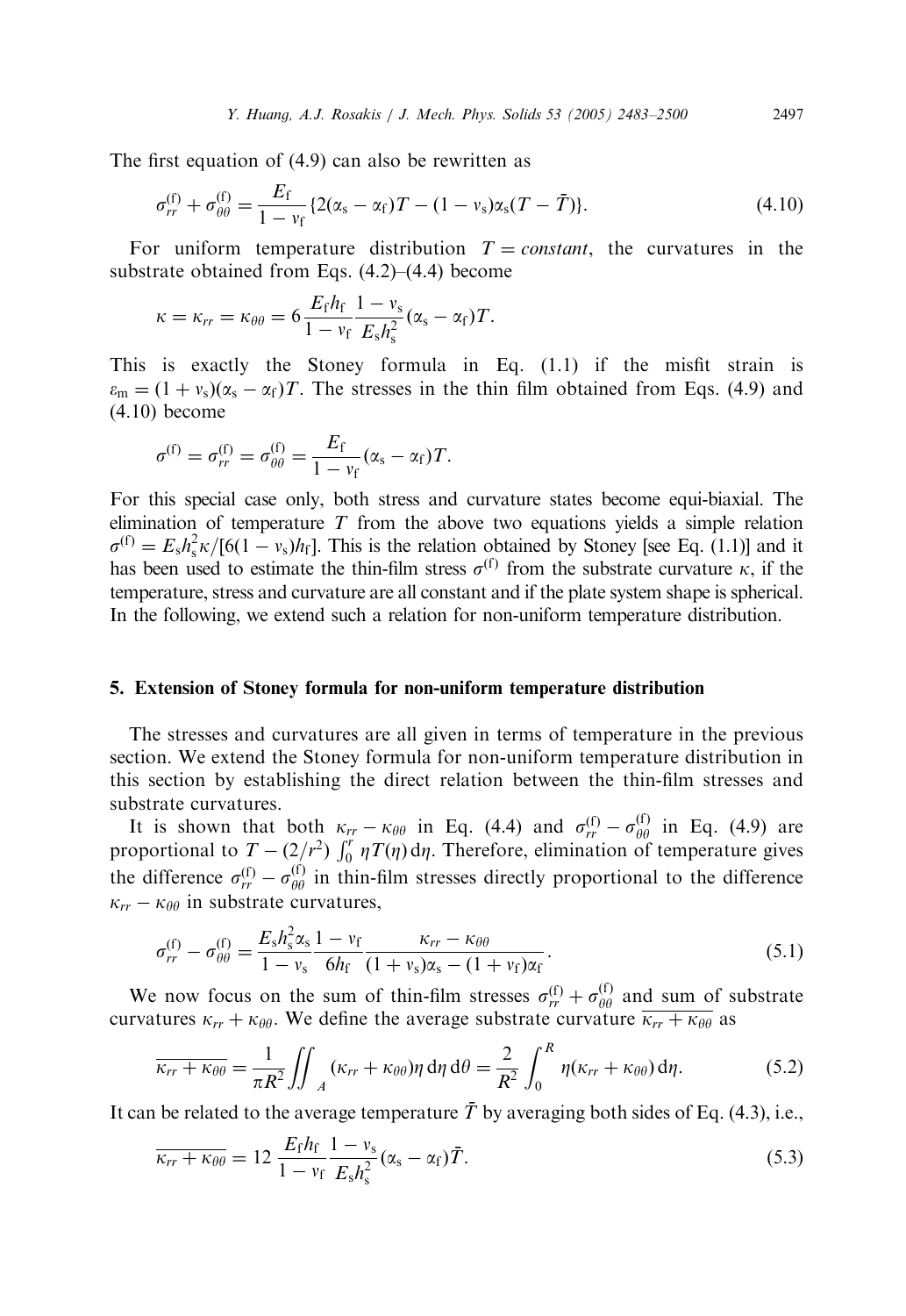The first equation of (4.9) can also be rewritten as

$$\sigma_{rr}^{(\mathrm{f})} + \sigma_{\theta\theta}^{(\mathrm{f})} = \frac{E_{\mathrm{f}}}{1-\nu_{\mathrm{f}}}\{2(\alpha_{\mathrm{s}}-\alpha_{\mathrm{f}})T - (1-\nu_{\mathrm{s}})\alpha_{\mathrm{s}}(T-\bar{T})\}. \tag{4.10}$$

For uniform temperature distribution $T = constant$, the curvatures in the substrate obtained from Eqs. (4.2)–(4.4) become

$$\kappa = \kappa_{rr} = \kappa_{\theta\theta} = 6\frac{E_{\mathrm{f}}h_{\mathrm{f}}}{1-\nu_{\mathrm{f}}}\frac{1-\nu_{\mathrm{s}}}{E_{\mathrm{s}}h_{\mathrm{s}}^2}(\alpha_{\mathrm{s}}-\alpha_{\mathrm{f}})T.$$

This is exactly the Stoney formula in Eq. (1.1) if the misfit strain is $\varepsilon_{\mathrm{m}} = (1+\nu_{\mathrm{s}})(\alpha_{\mathrm{s}}-\alpha_{\mathrm{f}})T$. The stresses in the thin film obtained from Eqs. (4.9) and (4.10) become

$$\sigma^{(\mathrm{f})} = \sigma_{rr}^{(\mathrm{f})} = \sigma_{\theta\theta}^{(\mathrm{f})} = \frac{E_{\mathrm{f}}}{1-\nu_{\mathrm{f}}}(\alpha_{\mathrm{s}}-\alpha_{\mathrm{f}})T.$$

For this special case only, both stress and curvature states become equi-biaxial. The elimination of temperature $T$ from the above two equations yields a simple relation $\sigma^{(\mathrm{f})} = E_{\mathrm{s}}h_{\mathrm{s}}^2\kappa/[6(1-\nu_{\mathrm{s}})h_{\mathrm{f}}]$. This is the relation obtained by Stoney [see Eq. (1.1)] and it has been used to estimate the thin-film stress $\sigma^{(\mathrm{f})}$ from the substrate curvature $\kappa$, if the temperature, stress and curvature are all constant and if the plate system shape is spherical. In the following, we extend such a relation for non-uniform temperature distribution.

## 5. Extension of Stoney formula for non-uniform temperature distribution

The stresses and curvatures are all given in terms of temperature in the previous section. We extend the Stoney formula for non-uniform temperature distribution in this section by establishing the direct relation between the thin-film stresses and substrate curvatures.

It is shown that both $\kappa_{rr} - \kappa_{\theta\theta}$ in Eq. (4.4) and $\sigma_{rr}^{(\mathrm{f})} - \sigma_{\theta\theta}^{(\mathrm{f})}$ in Eq. (4.9) are proportional to $T - (2/r^2)\int_0^r \eta T(\eta)\,\mathrm{d}\eta$. Therefore, elimination of temperature gives the difference $\sigma_{rr}^{(\mathrm{f})} - \sigma_{\theta\theta}^{(\mathrm{f})}$ in thin-film stresses directly proportional to the difference $\kappa_{rr} - \kappa_{\theta\theta}$ in substrate curvatures,

$$\sigma_{rr}^{(\mathrm{f})} - \sigma_{\theta\theta}^{(\mathrm{f})} = \frac{E_{\mathrm{s}}h_{\mathrm{s}}^2\alpha_{\mathrm{s}}}{1-\nu_{\mathrm{s}}}\frac{1-\nu_{\mathrm{f}}}{6h_{\mathrm{f}}}\frac{\kappa_{rr}-\kappa_{\theta\theta}}{(1+\nu_{\mathrm{s}})\alpha_{\mathrm{s}} - (1+\nu_{\mathrm{f}})\alpha_{\mathrm{f}}}. \tag{5.1}$$

We now focus on the sum of thin-film stresses $\sigma_{rr}^{(\mathrm{f})} + \sigma_{\theta\theta}^{(\mathrm{f})}$ and sum of substrate curvatures $\kappa_{rr} + \kappa_{\theta\theta}$. We define the average substrate curvature $\overline{\kappa_{rr} + \kappa_{\theta\theta}}$ as

$$\overline{\kappa_{rr} + \kappa_{\theta\theta}} = \frac{1}{\pi R^2}\iint_A (\kappa_{rr}+\kappa_{\theta\theta})\eta\,\mathrm{d}\eta\,\mathrm{d}\theta = \frac{2}{R^2}\int_0^R \eta(\kappa_{rr}+\kappa_{\theta\theta})\,\mathrm{d}\eta. \tag{5.2}$$

It can be related to the average temperature $\bar{T}$ by averaging both sides of Eq. (4.3), i.e.,

$$\overline{\kappa_{rr} + \kappa_{\theta\theta}} = 12\frac{E_{\mathrm{f}}h_{\mathrm{f}}}{1-\nu_{\mathrm{f}}}\frac{1-\nu_{\mathrm{s}}}{E_{\mathrm{s}}h_{\mathrm{s}}^2}(\alpha_{\mathrm{s}}-\alpha_{\mathrm{f}})\bar{T}. \tag{5.3}$$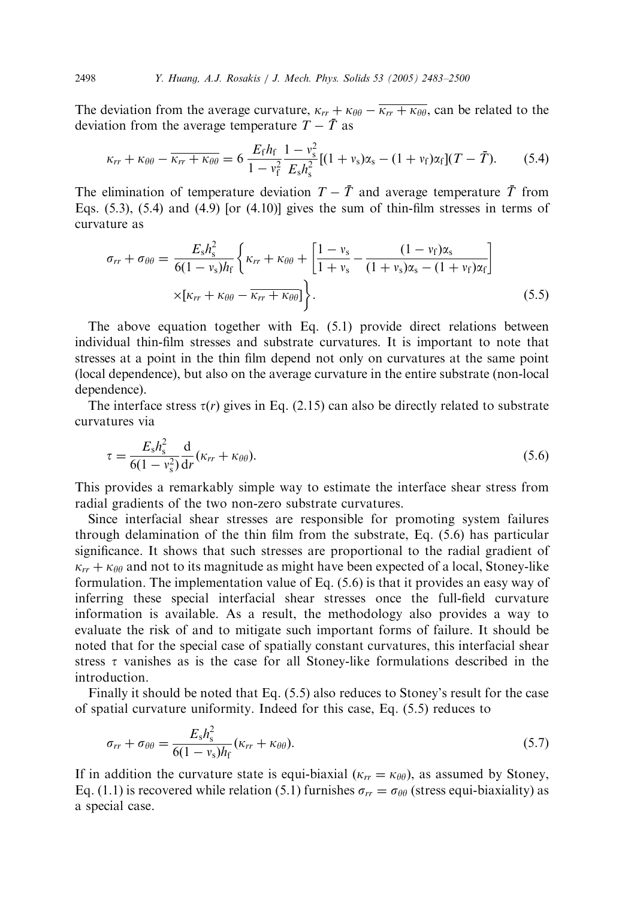The deviation from the average curvature, $\kappa_{rr} + \kappa_{\theta\theta} - \overline{\kappa_{rr} + \kappa_{\theta\theta}}$, can be related to the deviation from the average temperature $T - \bar{T}$ as

$$\kappa_{rr} + \kappa_{\theta\theta} - \overline{\kappa_{rr} + \kappa_{\theta\theta}} = 6\,\frac{E_{\mathrm{f}} h_{\mathrm{f}}}{1 - v_{\mathrm{f}}^2}\,\frac{1 - v_{\mathrm{s}}^2}{E_{\mathrm{s}} h_{\mathrm{s}}^2}\left[(1 + v_{\mathrm{s}})\alpha_{\mathrm{s}} - (1 + v_{\mathrm{f}})\alpha_{\mathrm{f}}\right](T - \bar{T}). \tag{5.4}$$

The elimination of temperature deviation $T - \bar{T}$ and average temperature $\bar{T}$ from Eqs. (5.3), (5.4) and (4.9) [or (4.10)] gives the sum of thin-film stresses in terms of curvature as

$$\sigma_{rr} + \sigma_{\theta\theta} = \frac{E_{\mathrm{s}} h_{\mathrm{s}}^2}{6(1 - v_{\mathrm{s}})h_{\mathrm{f}}}\left\{\kappa_{rr} + \kappa_{\theta\theta} + \left[\frac{1 - v_{\mathrm{s}}}{1 + v_{\mathrm{s}}} - \frac{(1 - v_{\mathrm{f}})\alpha_{\mathrm{s}}}{(1 + v_{\mathrm{s}})\alpha_{\mathrm{s}} - (1 + v_{\mathrm{f}})\alpha_{\mathrm{f}}}\right] \times\left[\kappa_{rr} + \kappa_{\theta\theta} - \overline{\kappa_{rr} + \kappa_{\theta\theta}}\right]\right\}. \tag{5.5}$$

The above equation together with Eq. (5.1) provide direct relations between individual thin-film stresses and substrate curvatures. It is important to note that stresses at a point in the thin film depend not only on curvatures at the same point (local dependence), but also on the average curvature in the entire substrate (non-local dependence).

The interface stress $\tau(r)$ gives in Eq. (2.15) can also be directly related to substrate curvatures via

$$\tau = \frac{E_{\mathrm{s}} h_{\mathrm{s}}^2}{6(1 - v_{\mathrm{s}}^2)}\frac{\mathrm{d}}{\mathrm{d}r}(\kappa_{rr} + \kappa_{\theta\theta}). \tag{5.6}$$

This provides a remarkably simple way to estimate the interface shear stress from radial gradients of the two non-zero substrate curvatures.

Since interfacial shear stresses are responsible for promoting system failures through delamination of the thin film from the substrate, Eq. (5.6) has particular significance. It shows that such stresses are proportional to the radial gradient of $\kappa_{rr} + \kappa_{\theta\theta}$ and not to its magnitude as might have been expected of a local, Stoney-like formulation. The implementation value of Eq. (5.6) is that it provides an easy way of inferring these special interfacial shear stresses once the full-field curvature information is available. As a result, the methodology also provides a way to evaluate the risk of and to mitigate such important forms of failure. It should be noted that for the special case of spatially constant curvatures, this interfacial shear stress $\tau$ vanishes as is the case for all Stoney-like formulations described in the introduction.

Finally it should be noted that Eq. (5.5) also reduces to Stoney's result for the case of spatial curvature uniformity. Indeed for this case, Eq. (5.5) reduces to

$$\sigma_{rr} + \sigma_{\theta\theta} = \frac{E_{\mathrm{s}} h_{\mathrm{s}}^2}{6(1 - v_{\mathrm{s}})h_{\mathrm{f}}}(\kappa_{rr} + \kappa_{\theta\theta}). \tag{5.7}$$

If in addition the curvature state is equi-biaxial ($\kappa_{rr} = \kappa_{\theta\theta}$), as assumed by Stoney, Eq. (1.1) is recovered while relation (5.1) furnishes $\sigma_{rr} = \sigma_{\theta\theta}$ (stress equi-biaxiality) as a special case.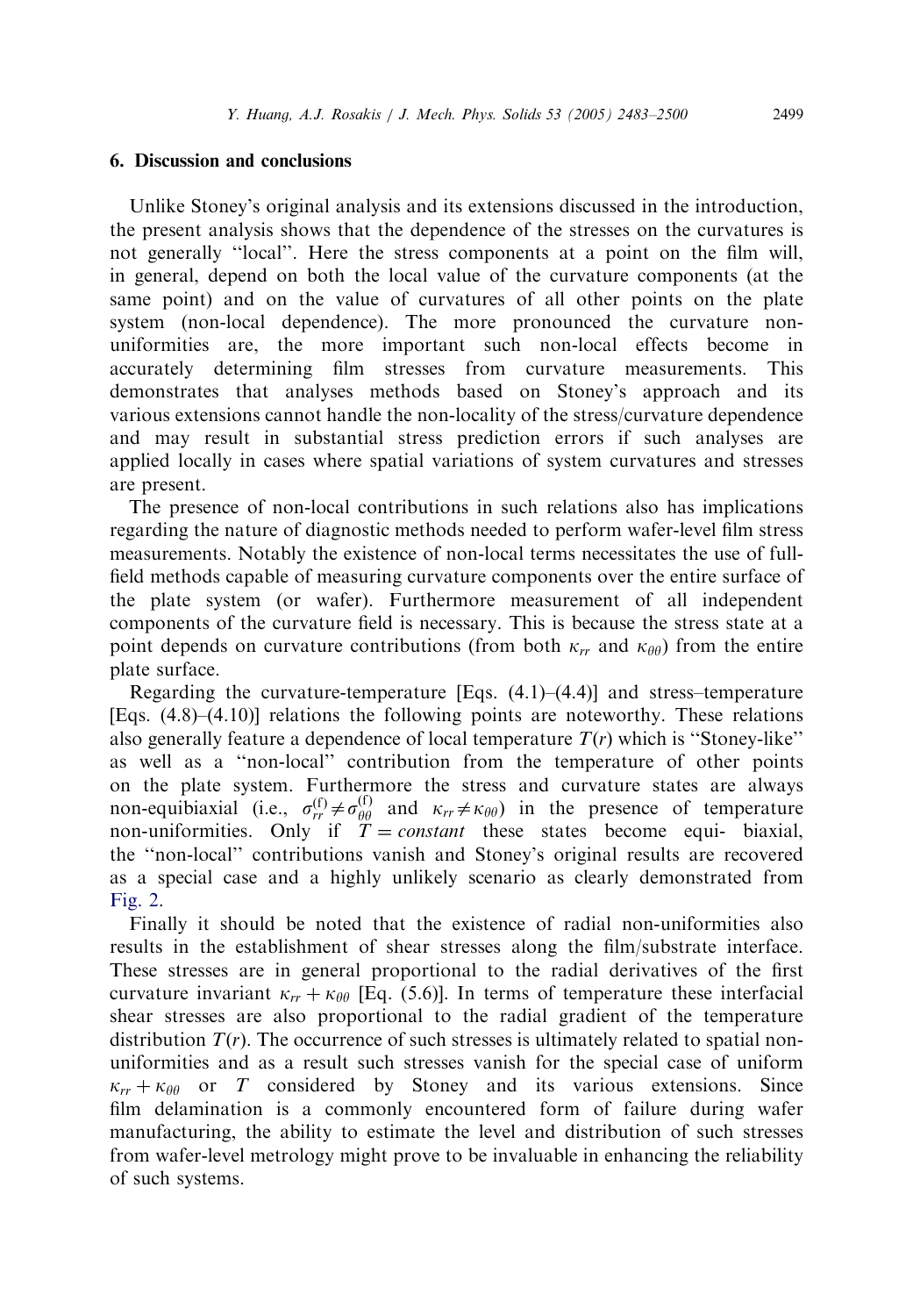## 6. Discussion and conclusions

Unlike Stoney's original analysis and its extensions discussed in the introduction, the present analysis shows that the dependence of the stresses on the curvatures is not generally "local". Here the stress components at a point on the film will, in general, depend on both the local value of the curvature components (at the same point) and on the value of curvatures of all other points on the plate system (non-local dependence). The more pronounced the curvature non-uniformities are, the more important such non-local effects become in accurately determining film stresses from curvature measurements. This demonstrates that analyses methods based on Stoney's approach and its various extensions cannot handle the non-locality of the stress/curvature dependence and may result in substantial stress prediction errors if such analyses are applied locally in cases where spatial variations of system curvatures and stresses are present.

The presence of non-local contributions in such relations also has implications regarding the nature of diagnostic methods needed to perform wafer-level film stress measurements. Notably the existence of non-local terms necessitates the use of full-field methods capable of measuring curvature components over the entire surface of the plate system (or wafer). Furthermore measurement of all independent components of the curvature field is necessary. This is because the stress state at a point depends on curvature contributions (from both $\kappa_{rr}$ and $\kappa_{\theta\theta}$) from the entire plate surface.

Regarding the curvature-temperature [Eqs. (4.1)–(4.4)] and stress–temperature [Eqs. (4.8)–(4.10)] relations the following points are noteworthy. These relations also generally feature a dependence of local temperature $T(r)$ which is "Stoney-like" as well as a "non-local" contribution from the temperature of other points on the plate system. Furthermore the stress and curvature states are always non-equibiaxial (i.e., $\sigma_{rr}^{(f)} \neq \sigma_{\theta\theta}^{(f)}$ and $\kappa_{rr} \neq \kappa_{\theta\theta}$) in the presence of temperature non-uniformities. Only if $T = constant$ these states become equi- biaxial, the "non-local" contributions vanish and Stoney's original results are recovered as a special case and a highly unlikely scenario as clearly demonstrated from Fig. 2.

Finally it should be noted that the existence of radial non-uniformities also results in the establishment of shear stresses along the film/substrate interface. These stresses are in general proportional to the radial derivatives of the first curvature invariant $\kappa_{rr} + \kappa_{\theta\theta}$ [Eq. (5.6)]. In terms of temperature these interfacial shear stresses are also proportional to the radial gradient of the temperature distribution $T(r)$. The occurrence of such stresses is ultimately related to spatial non-uniformities and as a result such stresses vanish for the special case of uniform $\kappa_{rr} + \kappa_{\theta\theta}$ or $T$ considered by Stoney and its various extensions. Since film delamination is a commonly encountered form of failure during wafer manufacturing, the ability to estimate the level and distribution of such stresses from wafer-level metrology might prove to be invaluable in enhancing the reliability of such systems.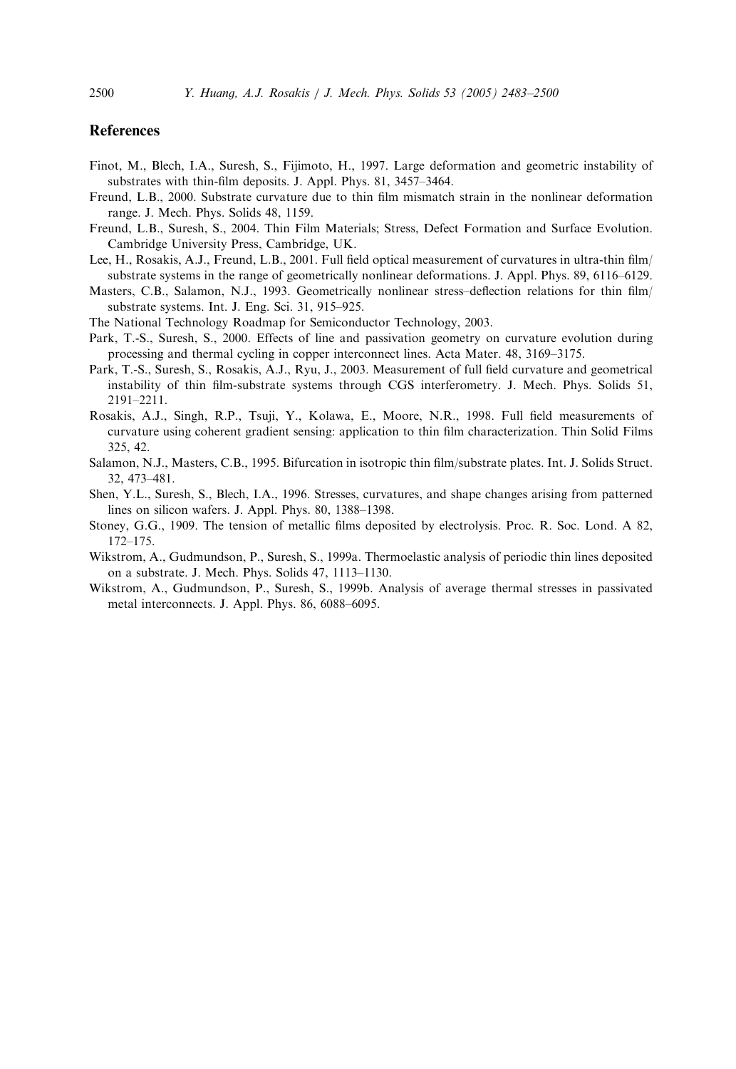## References

Finot, M., Blech, I.A., Suresh, S., Fijimoto, H., 1997. Large deformation and geometric instability of substrates with thin-film deposits. J. Appl. Phys. 81, 3457–3464.

Freund, L.B., 2000. Substrate curvature due to thin film mismatch strain in the nonlinear deformation range. J. Mech. Phys. Solids 48, 1159.

Freund, L.B., Suresh, S., 2004. Thin Film Materials; Stress, Defect Formation and Surface Evolution. Cambridge University Press, Cambridge, UK.

Lee, H., Rosakis, A.J., Freund, L.B., 2001. Full field optical measurement of curvatures in ultra-thin film/substrate systems in the range of geometrically nonlinear deformations. J. Appl. Phys. 89, 6116–6129.

Masters, C.B., Salamon, N.J., 1993. Geometrically nonlinear stress–deflection relations for thin film/substrate systems. Int. J. Eng. Sci. 31, 915–925.

The National Technology Roadmap for Semiconductor Technology, 2003.

Park, T.-S., Suresh, S., 2000. Effects of line and passivation geometry on curvature evolution during processing and thermal cycling in copper interconnect lines. Acta Mater. 48, 3169–3175.

Park, T.-S., Suresh, S., Rosakis, A.J., Ryu, J., 2003. Measurement of full field curvature and geometrical instability of thin film-substrate systems through CGS interferometry. J. Mech. Phys. Solids 51, 2191–2211.

Rosakis, A.J., Singh, R.P., Tsuji, Y., Kolawa, E., Moore, N.R., 1998. Full field measurements of curvature using coherent gradient sensing: application to thin film characterization. Thin Solid Films 325, 42.

Salamon, N.J., Masters, C.B., 1995. Bifurcation in isotropic thin film/substrate plates. Int. J. Solids Struct. 32, 473–481.

Shen, Y.L., Suresh, S., Blech, I.A., 1996. Stresses, curvatures, and shape changes arising from patterned lines on silicon wafers. J. Appl. Phys. 80, 1388–1398.

Stoney, G.G., 1909. The tension of metallic films deposited by electrolysis. Proc. R. Soc. Lond. A 82, 172–175.

Wikstrom, A., Gudmundson, P., Suresh, S., 1999a. Thermoelastic analysis of periodic thin lines deposited on a substrate. J. Mech. Phys. Solids 47, 1113–1130.

Wikstrom, A., Gudmundson, P., Suresh, S., 1999b. Analysis of average thermal stresses in passivated metal interconnects. J. Appl. Phys. 86, 6088–6095.